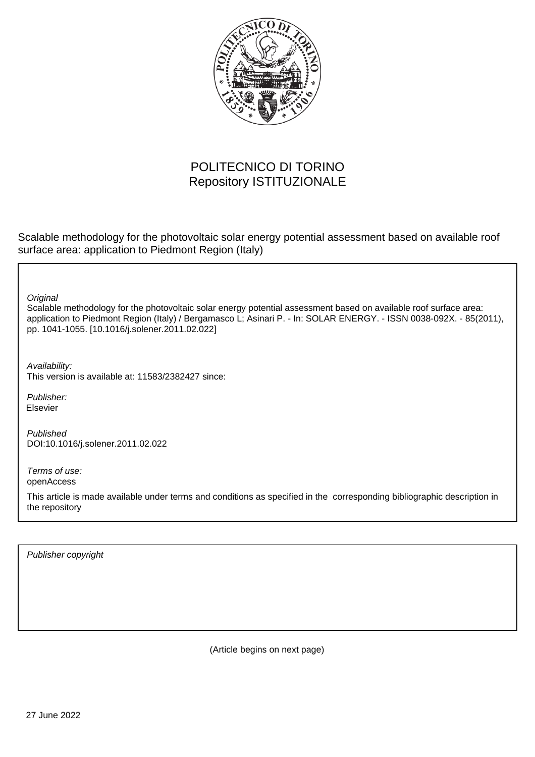POLITECNICO DI TORINO
Repository ISTITUZIONALE

Scalable methodology for the photovoltaic solar energy potential assessment based on available roof surface area: application to Piedmont Region (Italy)

*Original*
Scalable methodology for the photovoltaic solar energy potential assessment based on available roof surface area: application to Piedmont Region (Italy) / Bergamasco L; Asinari P. - In: SOLAR ENERGY. - ISSN 0038-092X. - 85(2011), pp. 1041-1055. [10.1016/j.solener.2011.02.022]

*Availability:*
This version is available at: 11583/2382427 since:

*Publisher:*
Elsevier

*Published*
DOI:10.1016/j.solener.2011.02.022

*Terms of use:*
openAccess

This article is made available under terms and conditions as specified in the corresponding bibliographic description in the repository

*Publisher copyright*

(Article begins on next page)

27 June 2022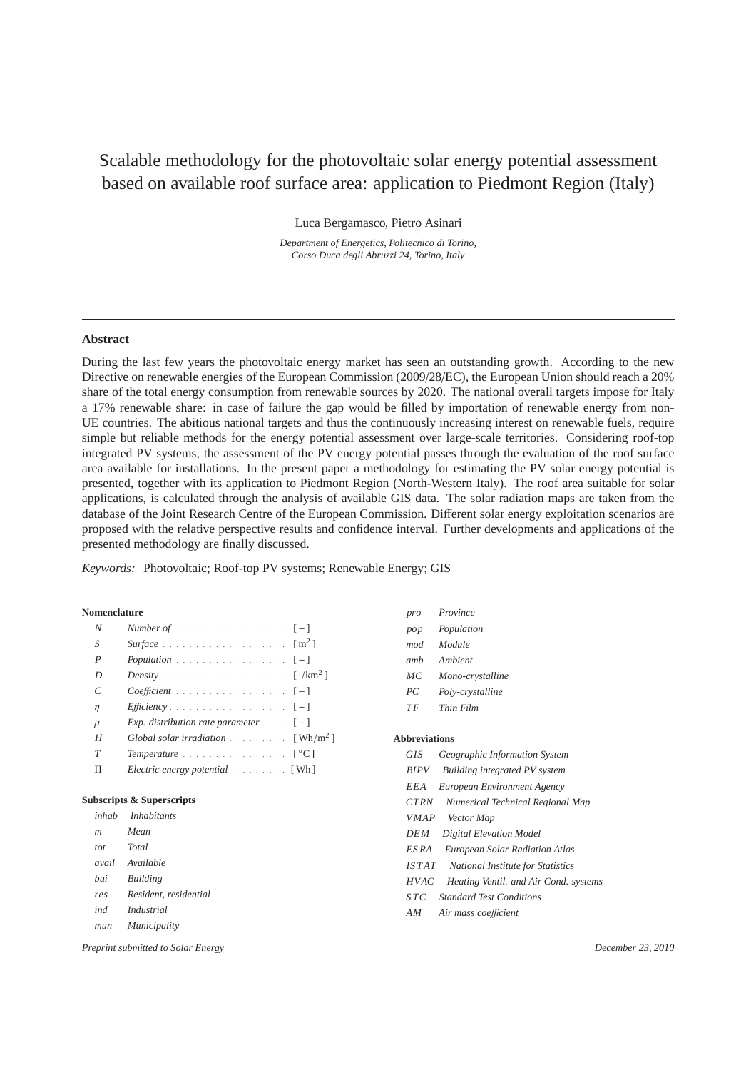# Scalable methodology for the photovoltaic solar energy potential assessment based on available roof surface area: application to Piedmont Region (Italy)

Luca Bergamasco, Pietro Asinari

*Department of Energetics, Politecnico di Torino, Corso Duca degli Abruzzi 24, Torino, Italy*

---

### Abstract

During the last few years the photovoltaic energy market has seen an outstanding growth. According to the new Directive on renewable energies of the European Commission (2009/28/EC), the European Union should reach a 20% share of the total energy consumption from renewable sources by 2020. The national overall targets impose for Italy a 17% renewable share: in case of failure the gap would be filled by importation of renewable energy from non-UE countries. The abitious national targets and thus the continuously increasing interest on renewable fuels, require simple but reliable methods for the energy potential assessment over large-scale territories. Considering roof-top integrated PV systems, the assessment of the PV energy potential passes through the evaluation of the roof surface area available for installations. In the present paper a methodology for estimating the PV solar energy potential is presented, together with its application to Piedmont Region (North-Western Italy). The roof area suitable for solar applications, is calculated through the analysis of available GIS data. The solar radiation maps are taken from the database of the Joint Research Centre of the European Commission. Different solar energy exploitation scenarios are proposed with the relative perspective results and confidence interval. Further developments and applications of the presented methodology are finally discussed.

*Keywords:* Photovoltaic; Roof-top PV systems; Renewable Energy; GIS

---

**Nomenclature**

| | | |
|---|---|---|
| $N$ | *Number of* | $[-]$ |
| $S$ | *Surface* | $[\mathrm{m}^2]$ |
| $P$ | *Population* | $[-]$ |
| $D$ | *Density* | $[\cdot/\mathrm{km}^2]$ |
| $C$ | *Coefficient* | $[-]$ |
| $\eta$ | *Efficiency* | $[-]$ |
| $\mu$ | *Exp. distribution rate parameter* | $[-]$ |
| $H$ | *Global solar irradiation* | $[\mathrm{Wh/m}^2]$ |
| $T$ | *Temperature* | $[^\circ\mathrm{C}]$ |
| $\Pi$ | *Electric energy potential* | $[\mathrm{Wh}]$ |

**Subscripts & Superscripts**

| | |
|---|---|
| *inhab* | *Inhabitants* |
| *m* | *Mean* |
| *tot* | *Total* |
| *avail* | *Available* |
| *bui* | *Building* |
| *res* | *Resident, residential* |
| *ind* | *Industrial* |
| *mun* | *Municipality* |
| *pro* | *Province* |
| *pop* | *Population* |
| *mod* | *Module* |
| *amb* | *Ambient* |
| *MC* | *Mono-crystalline* |
| *PC* | *Poly-crystalline* |
| *TF* | *Thin Film* |

**Abbreviations**

| | |
|---|---|
| *GIS* | *Geographic Information System* |
| *BIPV* | *Building integrated PV system* |
| *EEA* | *European Environment Agency* |
| *CTRN* | *Numerical Technical Regional Map* |
| *VMAP* | *Vector Map* |
| *DEM* | *Digital Elevation Model* |
| *ESRA* | *European Solar Radiation Atlas* |
| *ISTAT* | *National Institute for Statistics* |
| *HVAC* | *Heating Ventil. and Air Cond. systems* |
| *STC* | *Standard Test Conditions* |
| *AM* | *Air mass coefficient* |

*Preprint submitted to Solar Energy* — *December 23, 2010*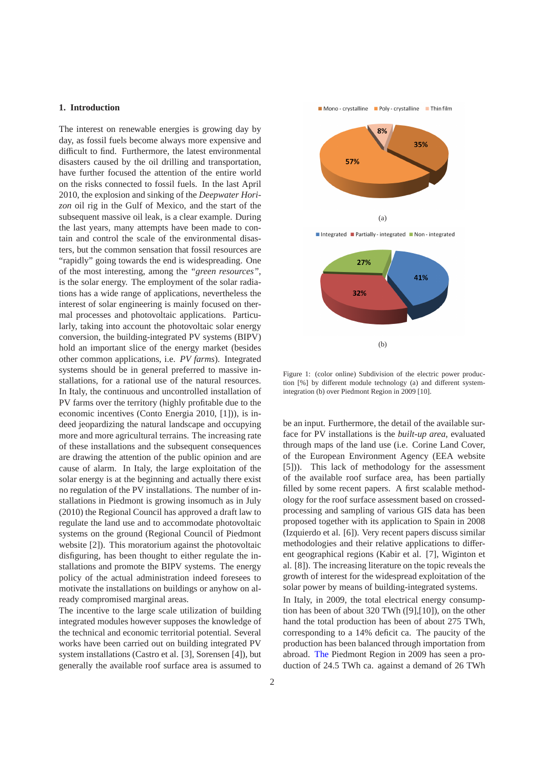## 1. Introduction

The interest on renewable energies is growing day by day, as fossil fuels become always more expensive and difficult to find. Furthermore, the latest environmental disasters caused by the oil drilling and transportation, have further focused the attention of the entire world on the risks connected to fossil fuels. In the last April 2010, the explosion and sinking of the *Deepwater Horizon* oil rig in the Gulf of Mexico, and the start of the subsequent massive oil leak, is a clear example. During the last years, many attempts have been made to contain and control the scale of the environmental disasters, but the common sensation that fossil resources are "rapidly" going towards the end is widespreading. One of the most interesting, among the *"green resources"*, is the solar energy. The employment of the solar radiations has a wide range of applications, nevertheless the interest of solar engineering is mainly focused on thermal processes and photovoltaic applications. Particularly, taking into account the photovoltaic solar energy conversion, the building-integrated PV systems (BIPV) hold an important slice of the energy market (besides other common applications, i.e. *PV farms*). Integrated systems should be in general preferred to massive installations, for a rational use of the natural resources. In Italy, the continuous and uncontrolled installation of PV farms over the territory (highly profitable due to the economic incentives (Conto Energia 2010, [1])), is indeed jeopardizing the natural landscape and occupying more and more agricultural terrains. The increasing rate of these installations and the subsequent consequences are drawing the attention of the public opinion and are cause of alarm. In Italy, the large exploitation of the solar energy is at the beginning and actually there exist no regulation of the PV installations. The number of installations in Piedmont is growing insomuch as in July (2010) the Regional Council has approved a draft law to regulate the land use and to accommodate photovoltaic systems on the ground (Regional Council of Piedmont website [2]). This moratorium against the photovoltaic disfiguring, has been thought to either regulate the installations and promote the BIPV systems. The energy policy of the actual administration indeed foresees to motivate the installations on buildings or anyhow on already compromised marginal areas.

The incentive to the large scale utilization of building integrated modules however supposes the knowledge of the technical and economic territorial potential. Several works have been carried out on building integrated PV system installations (Castro et al. [3], Sorensen [4]), but generally the available roof surface area is assumed to be an input. Furthermore, the detail of the available surface for PV installations is the *built-up area*, evaluated through maps of the land use (i.e. Corine Land Cover, of the European Environment Agency (EEA website [5])). This lack of methodology for the assessment of the available roof surface area, has been partially filled by some recent papers. A first scalable methodology for the roof surface assessment based on crossed-processing and sampling of various GIS data has been proposed together with its application to Spain in 2008 (Izquierdo et al. [6]). Very recent papers discuss similar methodologies and their relative applications to different geographical regions (Kabir et al. [7], Wiginton et al. [8]). The increasing literature on the topic reveals the growth of interest for the widespread exploitation of the solar power by means of building-integrated systems.

In Italy, in 2009, the total electrical energy consumption has been of about 320 TWh ([9],[10]), on the other hand the total production has been of about 275 TWh, corresponding to a 14% deficit ca. The paucity of the production has been balanced through importation from abroad. The Piedmont Region in 2009 has seen a production of 24.5 TWh ca. against a demand of 26 TWh

Figure 1: (color online) Subdivision of the electric power production [%] by different module technology (a) and different system-integration (b) over Piedmont Region in 2009 [10].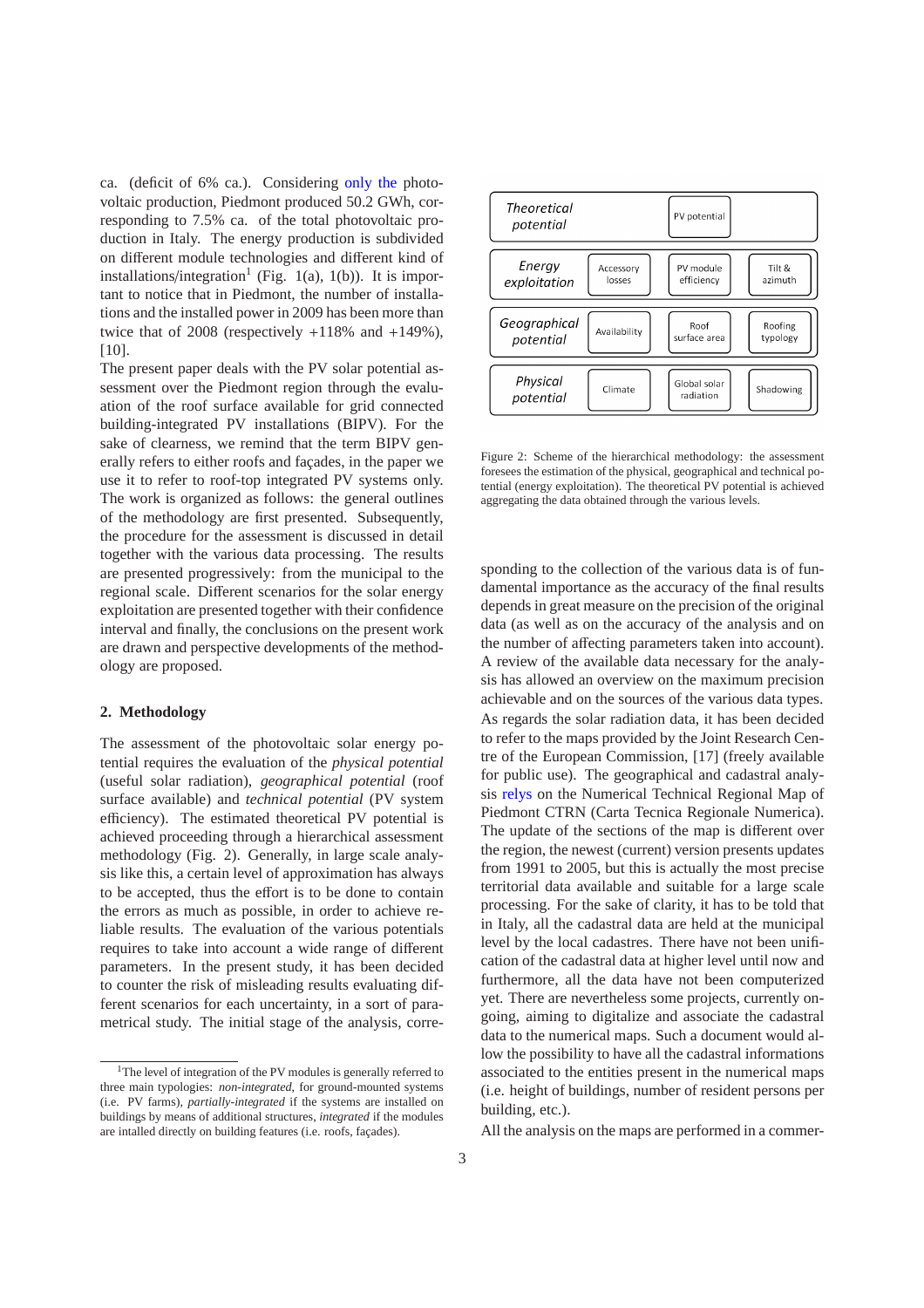ca. (deficit of 6% ca.). Considering only the photovoltaic production, Piedmont produced 50.2 GWh, corresponding to 7.5% ca. of the total photovoltaic production in Italy. The energy production is subdivided on different module technologies and different kind of installations/integration[1] (Fig. 1(a), 1(b)). It is important to notice that in Piedmont, the number of installations and the installed power in 2009 has been more than twice that of 2008 (respectively +118% and +149%), [10].

The present paper deals with the PV solar potential assessment over the Piedmont region through the evaluation of the roof surface available for grid connected building-integrated PV installations (BIPV). For the sake of clearness, we remind that the term BIPV generally refers to either roofs and façades, in the paper we use it to refer to roof-top integrated PV systems only. The work is organized as follows: the general outlines of the methodology are first presented. Subsequently, the procedure for the assessment is discussed in detail together with the various data processing. The results are presented progressively: from the municipal to the regional scale. Different scenarios for the solar energy exploitation are presented together with their confidence interval and finally, the conclusions on the present work are drawn and perspective developments of the methodology are proposed.

## 2. Methodology

The assessment of the photovoltaic solar energy potential requires the evaluation of the *physical potential* (useful solar radiation), *geographical potential* (roof surface available) and *technical potential* (PV system efficiency). The estimated theoretical PV potential is achieved proceeding through a hierarchical assessment methodology (Fig. 2). Generally, in large scale analysis like this, a certain level of approximation has always to be accepted, thus the effort is to be done to contain the errors as much as possible, in order to achieve reliable results. The evaluation of the various potentials requires to take into account a wide range of different parameters. In the present study, it has been decided to counter the risk of misleading results evaluating different scenarios for each uncertainty, in a sort of parametrical study. The initial stage of the analysis, corresponding to the collection of the various data is of fundamental importance as the accuracy of the final results depends in great measure on the precision of the original data (as well as on the accuracy of the analysis and on the number of affecting parameters taken into account). A review of the available data necessary for the analysis has allowed an overview on the maximum precision achievable and on the sources of the various data types. As regards the solar radiation data, it has been decided to refer to the maps provided by the Joint Research Centre of the European Commission, [17] (freely available for public use). The geographical and cadastral analysis relys on the Numerical Technical Regional Map of Piedmont CTRN (Carta Tecnica Regionale Numerica). The update of the sections of the map is different over the region, the newest (current) version presents updates from 1991 to 2005, but this is actually the most precise territorial data available and suitable for a large scale processing. For the sake of clarity, it has to be told that in Italy, all the cadastral data are held at the municipal level by the local cadastres. There have not been unification of the cadastral data at higher level until now and furthermore, all the data have not been computerized yet. There are nevertheless some projects, currently ongoing, aiming to digitalize and associate the cadastral data to the numerical maps. Such a document would allow the possibility to have all the cadastral informations associated to the entities present in the numerical maps (i.e. height of buildings, number of resident persons per building, etc.).

| | | | |
|---|---|---|---|
| *Theoretical potential* | | PV potential | |
| *Energy exploitation* | Accessory losses | PV module efficiency | Tilt & azimuth |
| *Geographical potential* | Availability | Roof surface area | Roofing typology |
| *Physical potential* | Climate | Global solar radiation | Shadowing |

Figure 2: Scheme of the hierarchical methodology: the assessment foresees the estimation of the physical, geographical and technical potential (energy exploitation). The theoretical PV potential is achieved aggregating the data obtained through the various levels.

All the analysis on the maps are performed in a commer-

[1] The level of integration of the PV modules is generally referred to three main typologies: *non-integrated*, for ground-mounted systems (i.e. PV farms), *partially-integrated* if the systems are installed on buildings by means of additional structures, *integrated* if the modules are intalled directly on building features (i.e. roofs, façades).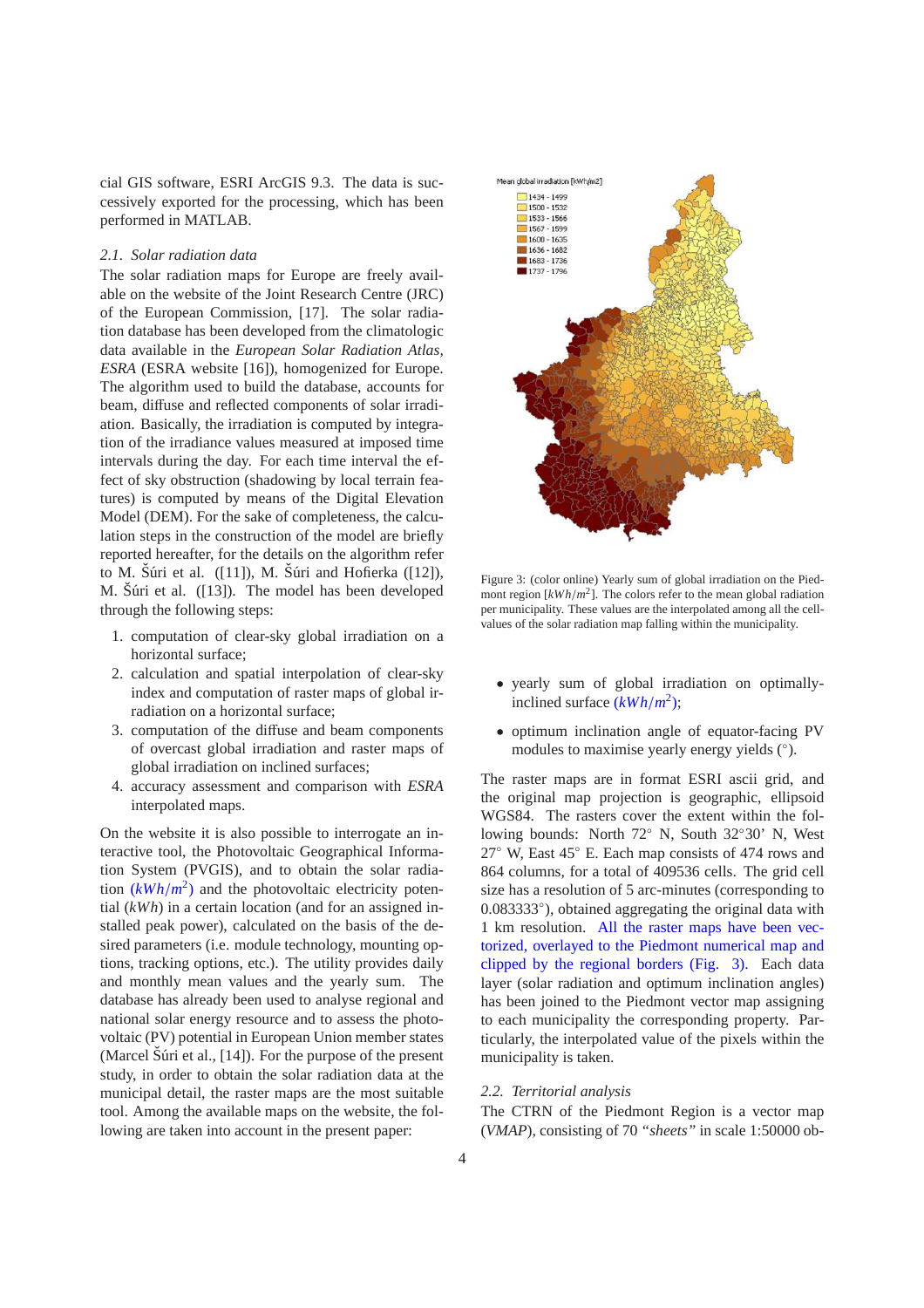cial GIS software, ESRI ArcGIS 9.3. The data is successively exported for the processing, which has been performed in MATLAB.

### 2.1. Solar radiation data

The solar radiation maps for Europe are freely available on the website of the Joint Research Centre (JRC) of the European Commission, [17]. The solar radiation database has been developed from the climatologic data available in the *European Solar Radiation Atlas, ESRA* (ESRA website [16]), homogenized for Europe. The algorithm used to build the database, accounts for beam, diffuse and reflected components of solar irradiation. Basically, the irradiation is computed by integration of the irradiance values measured at imposed time intervals during the day. For each time interval the effect of sky obstruction (shadowing by local terrain features) is computed by means of the Digital Elevation Model (DEM). For the sake of completeness, the calculation steps in the construction of the model are briefly reported hereafter, for the details on the algorithm refer to M. Šúri et al. ([11]), M. Šúri and Hofierka ([12]), M. Šúri et al. ([13]). The model has been developed through the following steps:

1. computation of clear-sky global irradiation on a horizontal surface;
2. calculation and spatial interpolation of clear-sky index and computation of raster maps of global irradiation on a horizontal surface;
3. computation of the diffuse and beam components of overcast global irradiation and raster maps of global irradiation on inclined surfaces;
4. accuracy assessment and comparison with *ESRA* interpolated maps.

On the website it is also possible to interrogate an interactive tool, the Photovoltaic Geographical Information System (PVGIS), and to obtain the solar radiation ($kWh/m^2$) and the photovoltaic electricity potential ($kWh$) in a certain location (and for an assigned installed peak power), calculated on the basis of the desired parameters (i.e. module technology, mounting options, tracking options, etc.). The utility provides daily and monthly mean values and the yearly sum. The database has already been used to analyse regional and national solar energy resource and to assess the photovoltaic (PV) potential in European Union member states (Marcel Šúri et al., [14]). For the purpose of the present study, in order to obtain the solar radiation data at the municipal detail, the raster maps are the most suitable tool. Among the available maps on the website, the following are taken into account in the present paper:

Figure 3: (color online) Yearly sum of global irradiation on the Piedmont region [$kWh/m^2$]. The colors refer to the mean global radiation per municipality. These values are the interpolated among all the cell-values of the solar radiation map falling within the municipality.

- yearly sum of global irradiation on optimally-inclined surface ($kWh/m^2$);
- optimum inclination angle of equator-facing PV modules to maximise yearly energy yields (°).

The raster maps are in format ESRI ascii grid, and the original map projection is geographic, ellipsoid WGS84. The rasters cover the extent within the following bounds: North 72° N, South 32°30' N, West 27° W, East 45° E. Each map consists of 474 rows and 864 columns, for a total of 409536 cells. The grid cell size has a resolution of 5 arc-minutes (corresponding to 0.083333°), obtained aggregating the original data with 1 km resolution. All the raster maps have been vectorized, overlayed to the Piedmont numerical map and clipped by the regional borders (Fig. 3). Each data layer (solar radiation and optimum inclination angles) has been joined to the Piedmont vector map assigning to each municipality the corresponding property. Particularly, the interpolated value of the pixels within the municipality is taken.

### 2.2. Territorial analysis

The CTRN of the Piedmont Region is a vector map (*VMAP*), consisting of 70 *"sheets"* in scale 1:50000 ob-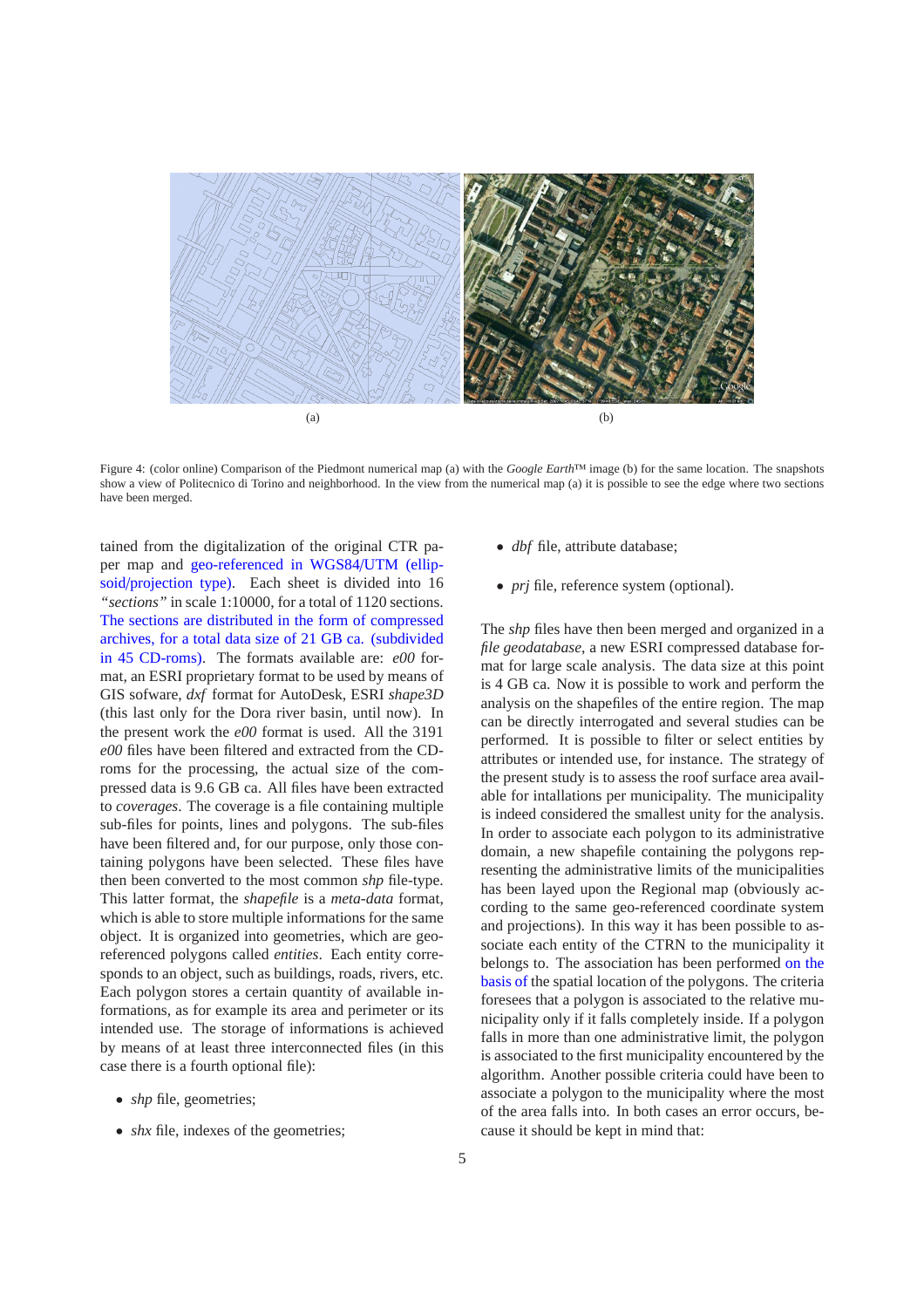(a)

(b)

Figure 4: (color online) Comparison of the Piedmont numerical map (a) with the *Google Earth*™ image (b) for the same location. The snapshots show a view of Politecnico di Torino and neighborhood. In the view from the numerical map (a) it is possible to see the edge where two sections have been merged.

tained from the digitalization of the original CTR paper map and geo-referenced in WGS84/UTM (ellipsoid/projection type). Each sheet is divided into 16 *"sections"* in scale 1:10000, for a total of 1120 sections. The sections are distributed in the form of compressed archives, for a total data size of 21 GB ca. (subdivided in 45 CD-roms). The formats available are: *e00* format, an ESRI proprietary format to be used by means of GIS sofware, *dxf* format for AutoDesk, ESRI *shape3D* (this last only for the Dora river basin, until now). In the present work the *e00* format is used. All the 3191 *e00* files have been filtered and extracted from the CD-roms for the processing, the actual size of the compressed data is 9.6 GB ca. All files have been extracted to *coverages*. The coverage is a file containing multiple sub-files for points, lines and polygons. The sub-files have been filtered and, for our purpose, only those containing polygons have been selected. These files have then been converted to the most common *shp* file-type. This latter format, the *shapefile* is a *meta-data* format, which is able to store multiple informations for the same object. It is organized into geometries, which are geo-referenced polygons called *entities*. Each entity corresponds to an object, such as buildings, roads, rivers, etc. Each polygon stores a certain quantity of available informations, as for example its area and perimeter or its intended use. The storage of informations is achieved by means of at least three interconnected files (in this case there is a fourth optional file):

- *shp* file, geometries;
- *shx* file, indexes of the geometries;
- *dbf* file, attribute database;
- *prj* file, reference system (optional).

The *shp* files have then been merged and organized in a *file geodatabase*, a new ESRI compressed database format for large scale analysis. The data size at this point is 4 GB ca. Now it is possible to work and perform the analysis on the shapefiles of the entire region. The map can be directly interrogated and several studies can be performed. It is possible to filter or select entities by attributes or intended use, for instance. The strategy of the present study is to assess the roof surface area available for intallations per municipality. The municipality is indeed considered the smallest unity for the analysis. In order to associate each polygon to its administrative domain, a new shapefile containing the polygons representing the administrative limits of the municipalities has been layed upon the Regional map (obviously according to the same geo-referenced coordinate system and projections). In this way it has been possible to associate each entity of the CTRN to the municipality it belongs to. The association has been performed on the basis of the spatial location of the polygons. The criteria foresees that a polygon is associated to the relative municipality only if it falls completely inside. If a polygon falls in more than one administrative limit, the polygon is associated to the first municipality encountered by the algorithm. Another possible criteria could have been to associate a polygon to the municipality where the most of the area falls into. In both cases an error occurs, because it should be kept in mind that: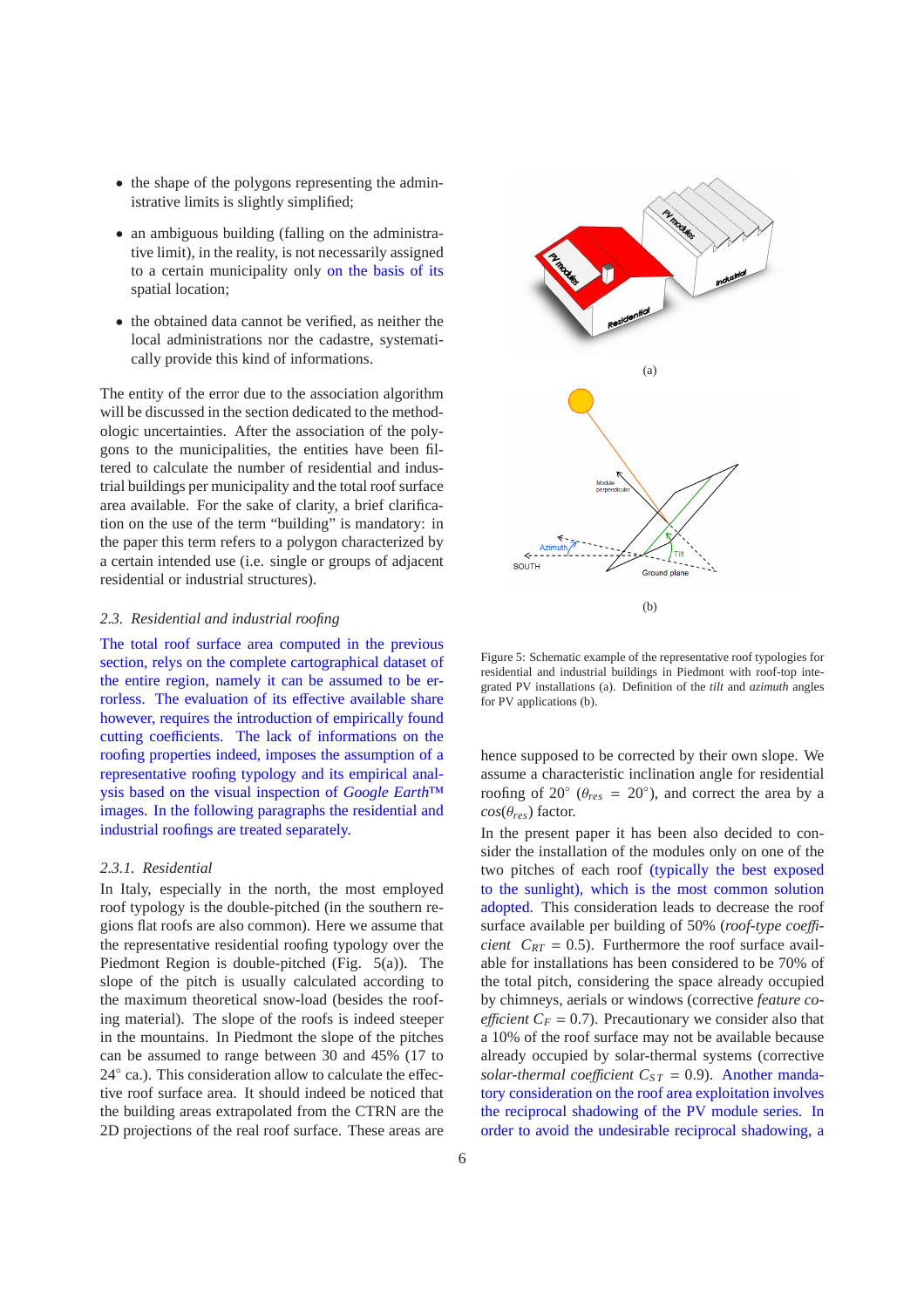- the shape of the polygons representing the administrative limits is slightly simplified;
- an ambiguous building (falling on the administrative limit), in the reality, is not necessarily assigned to a certain municipality only on the basis of its spatial location;
- the obtained data cannot be verified, as neither the local administrations nor the cadastre, systematically provide this kind of informations.

The entity of the error due to the association algorithm will be discussed in the section dedicated to the methodologic uncertainties. After the association of the polygons to the municipalities, the entities have been filtered to calculate the number of residential and industrial buildings per municipality and the total roof surface area available. For the sake of clarity, a brief clarification on the use of the term "building" is mandatory: in the paper this term refers to a polygon characterized by a certain intended use (i.e. single or groups of adjacent residential or industrial structures).

### 2.3. Residential and industrial roofing

The total roof surface area computed in the previous section, relys on the complete cartographical dataset of the entire region, namely it can be assumed to be errorless. The evaluation of its effective available share however, requires the introduction of empirically found cutting coefficients. The lack of informations on the roofing properties indeed, imposes the assumption of a representative roofing typology and its empirical analysis based on the visual inspection of *Google Earth™* images. In the following paragraphs the residential and industrial roofings are treated separately.

#### 2.3.1. Residential

In Italy, especially in the north, the most employed roof typology is the double-pitched (in the southern regions flat roofs are also common). Here we assume that the representative residential roofing typology over the Piedmont Region is double-pitched (Fig. 5(a)). The slope of the pitch is usually calculated according to the maximum theoretical snow-load (besides the roofing material). The slope of the roofs is indeed steeper in the mountains. In Piedmont the slope of the pitches can be assumed to range between 30 and 45% (17 to 24° ca.). This consideration allow to calculate the effective roof surface area. It should indeed be noticed that the building areas extrapolated from the CTRN are the 2D projections of the real roof surface. These areas are hence supposed to be corrected by their own slope. We assume a characteristic inclination angle for residential roofing of 20° ($\theta_{res}$ = 20°), and correct the area by a $cos(\theta_{res})$ factor.

Figure 5: Schematic example of the representative roof typologies for residential and industrial buildings in Piedmont with roof-top integrated PV installations (a). Definition of the *tilt* and *azimuth* angles for PV applications (b).

In the present paper it has been also decided to consider the installation of the modules only on one of the two pitches of each roof (typically the best exposed to the sunlight), which is the most common solution adopted. This consideration leads to decrease the roof surface available per building of 50% (*roof-type coefficient* $C_{RT}$ = 0.5). Furthermore the roof surface available for installations has been considered to be 70% of the total pitch, considering the space already occupied by chimneys, aerials or windows (corrective *feature coefficient* $C_F$ = 0.7). Precautionary we consider also that a 10% of the roof surface may not be available because already occupied by solar-thermal systems (corrective *solar-thermal coefficient* $C_{ST}$ = 0.9). Another mandatory consideration on the roof area exploitation involves the reciprocal shadowing of the PV module series. In order to avoid the undesirable reciprocal shadowing, a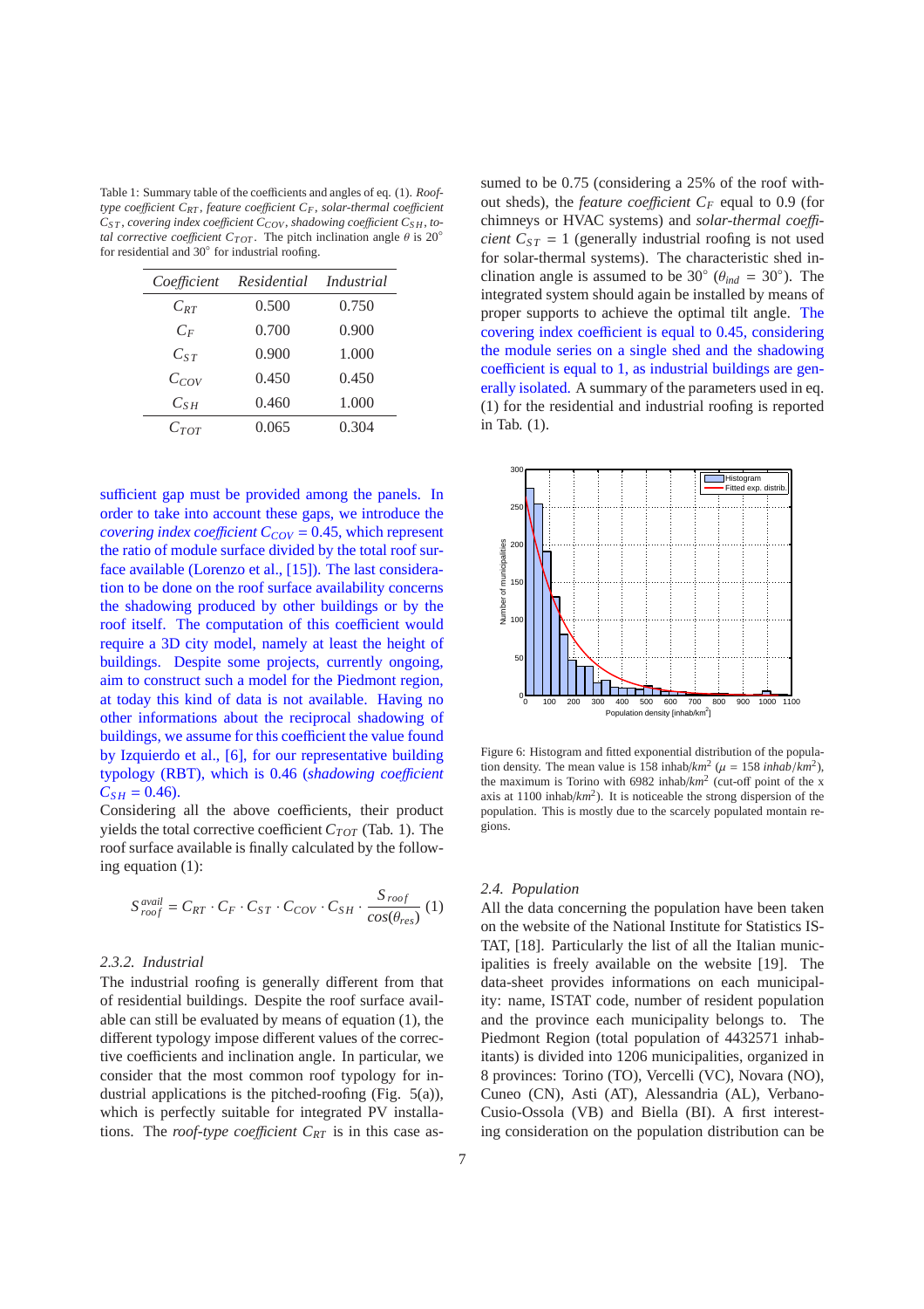Table 1: Summary table of the coefficients and angles of eq. (1). *Roof-type coefficient* $C_{RT}$, *feature coefficient* $C_F$, *solar-thermal coefficient* $C_{ST}$, *covering index coefficient* $C_{COV}$, *shadowing coefficient* $C_{SH}$, *total corrective coefficient* $C_{TOT}$. The pitch inclination angle $\theta$ is 20° for residential and 30° for industrial roofing.

| *Coefficient* | *Residential* | *Industrial* |
|---|---|---|
| $C_{RT}$ | 0.500 | 0.750 |
| $C_F$ | 0.700 | 0.900 |
| $C_{ST}$ | 0.900 | 1.000 |
| $C_{COV}$ | 0.450 | 0.450 |
| $C_{SH}$ | 0.460 | 1.000 |
| $C_{TOT}$ | 0.065 | 0.304 |

sufficient gap must be provided among the panels. In order to take into account these gaps, we introduce the *covering index coefficient* $C_{COV} = 0.45$, which represent the ratio of module surface divided by the total roof surface available (Lorenzo et al., [15]). The last consideration to be done on the roof surface availability concerns the shadowing produced by other buildings or by the roof itself. The computation of this coefficient would require a 3D city model, namely at least the height of buildings. Despite some projects, currently ongoing, aim to construct such a model for the Piedmont region, at today this kind of data is not available. Having no other informations about the reciprocal shadowing of buildings, we assume for this coefficient the value found by Izquierdo et al., [6], for our representative building typology (RBT), which is 0.46 (*shadowing coefficient* $C_{SH} = 0.46$).

Considering all the above coefficients, their product yields the total corrective coefficient $C_{TOT}$ (Tab. 1). The roof surface available is finally calculated by the following equation (1):

$$S_{roof}^{avail} = C_{RT} \cdot C_F \cdot C_{ST} \cdot C_{COV} \cdot C_{SH} \cdot \frac{S_{roof}}{cos(\theta_{res})} \quad (1)$$

### 2.3.2. Industrial

The industrial roofing is generally different from that of residential buildings. Despite the roof surface available can still be evaluated by means of equation (1), the different typology impose different values of the corrective coefficients and inclination angle. In particular, we consider that the most common roof typology for industrial applications is the pitched-roofing (Fig. 5(a)), which is perfectly suitable for integrated PV installations. The *roof-type coefficient* $C_{RT}$ is in this case assumed to be 0.75 (considering a 25% of the roof without sheds), the *feature coefficient* $C_F$ equal to 0.9 (for chimneys or HVAC systems) and *solar-thermal coefficient* $C_{ST} = 1$ (generally industrial roofing is not used for solar-thermal systems). The characteristic shed inclination angle is assumed to be 30° ($\theta_{ind} = 30°$). The integrated system should again be installed by means of proper supports to achieve the optimal tilt angle. The covering index coefficient is equal to 0.45, considering the module series on a single shed and the shadowing coefficient is equal to 1, as industrial buildings are generally isolated. A summary of the parameters used in eq. (1) for the residential and industrial roofing is reported in Tab. (1).

Figure 6: Histogram and fitted exponential distribution of the population density. The mean value is 158 inhab/$km^2$ ($\mu$ = 158 *inhab*/$km^2$), the maximum is Torino with 6982 inhab/$km^2$ (cut-off point of the x axis at 1100 inhab/$km^2$). It is noticeable the strong dispersion of the population. This is mostly due to the scarcely populated montain regions.

### 2.4. Population

All the data concerning the population have been taken on the website of the National Institute for Statistics ISTAT, [18]. Particularly the list of all the Italian municipalities is freely available on the website [19]. The data-sheet provides informations on each municipality: name, ISTAT code, number of resident population and the province each municipality belongs to. The Piedmont Region (total population of 4432571 inhabitants) is divided into 1206 municipalities, organized in 8 provinces: Torino (TO), Vercelli (VC), Novara (NO), Cuneo (CN), Asti (AT), Alessandria (AL), Verbano-Cusio-Ossola (VB) and Biella (BI). A first interesting consideration on the population distribution can be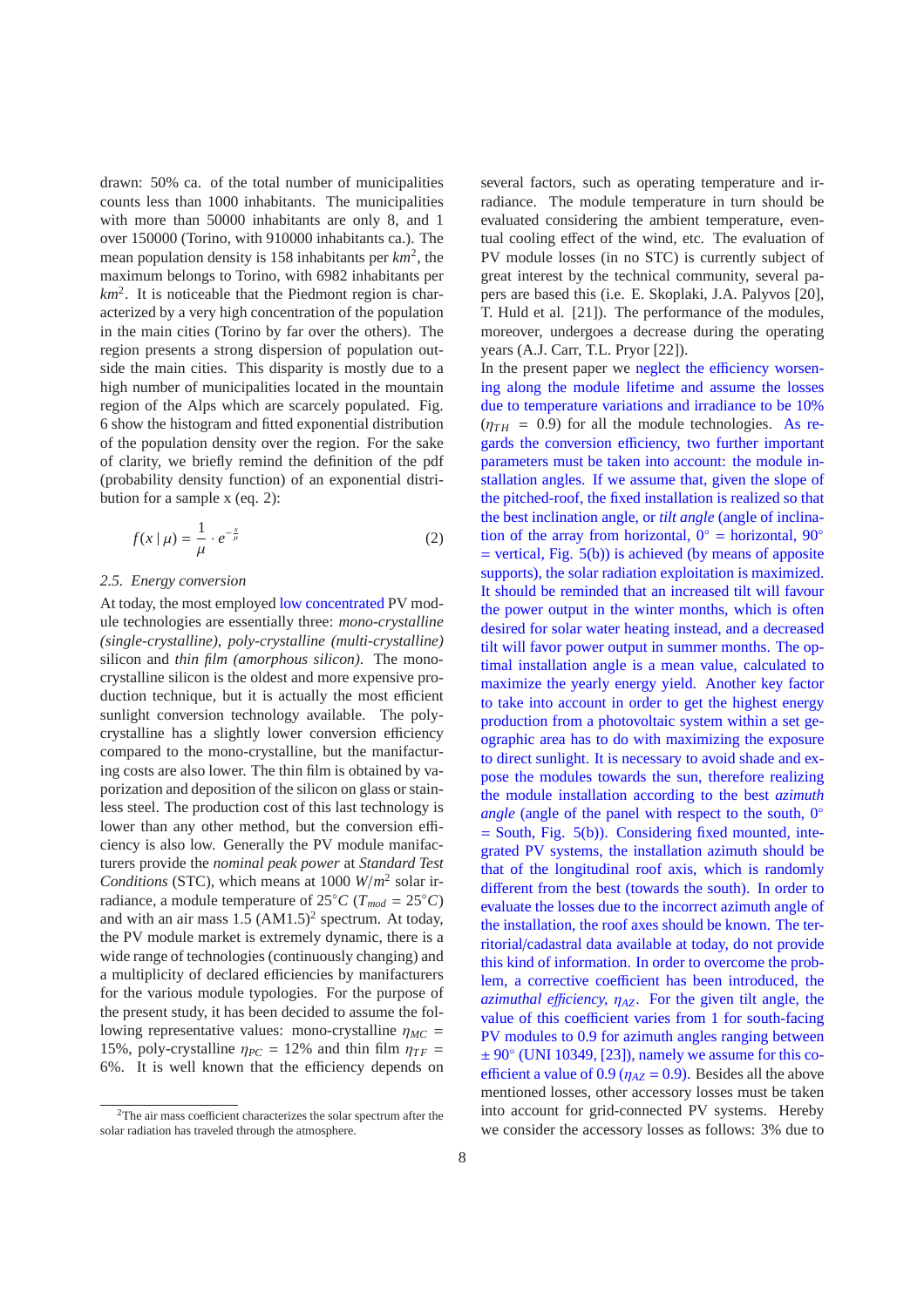drawn: 50% ca. of the total number of municipalities counts less than 1000 inhabitants. The municipalities with more than 50000 inhabitants are only 8, and 1 over 150000 (Torino, with 910000 inhabitants ca.). The mean population density is 158 inhabitants per $km^2$, the maximum belongs to Torino, with 6982 inhabitants per $km^2$. It is noticeable that the Piedmont region is characterized by a very high concentration of the population in the main cities (Torino by far over the others). The region presents a strong dispersion of population outside the main cities. This disparity is mostly due to a high number of municipalities located in the mountain region of the Alps which are scarcely populated. Fig. 6 show the histogram and fitted exponential distribution of the population density over the region. For the sake of clarity, we briefly remind the definition of the pdf (probability density function) of an exponential distribution for a sample x (eq. 2):

$$f(x \mid \mu) = \frac{1}{\mu} \cdot e^{-\frac{x}{\mu}} \qquad (2)$$

### 2.5. Energy conversion

At today, the most employed low concentrated PV module technologies are essentially three: *mono-crystalline (single-crystalline)*, *poly-crystalline (multi-crystalline)* silicon and *thin film (amorphous silicon)*. The mono-crystalline silicon is the oldest and more expensive production technique, but it is actually the most efficient sunlight conversion technology available. The poly-crystalline has a slightly lower conversion efficiency compared to the mono-crystalline, but the manufacturing costs are also lower. The thin film is obtained by vaporization and deposition of the silicon on glass or stainless steel. The production cost of this last technology is lower than any other method, but the conversion efficiency is also low. Generally the PV module manufacturers provide the *nominal peak power* at *Standard Test Conditions* (STC), which means at 1000 $W/m^2$ solar irradiance, a module temperature of $25°C$ ($T_{mod} = 25°C$) and with an air mass 1.5 (AM1.5)[2] spectrum. At today, the PV module market is extremely dynamic, there is a wide range of technologies (continuously changing) and a multiplicity of declared efficiencies by manifacturers for the various module typologies. For the purpose of the present study, it has been decided to assume the following representative values: mono-crystalline $\eta_{MC}$ = 15%, poly-crystalline $\eta_{PC}$ = 12% and thin film $\eta_{TF}$ = 6%. It is well known that the efficiency depends on several factors, such as operating temperature and irradiance. The module temperature in turn should be evaluated considering the ambient temperature, eventual cooling effect of the wind, etc. The evaluation of PV module losses (in no STC) is currently subject of great interest by the technical community, several papers are based this (i.e. E. Skoplaki, J.A. Palyvos [20], T. Huld et al. [21]). The performance of the modules, moreover, undergoes a decrease during the operating years (A.J. Carr, T.L. Pryor [22]).

In the present paper we neglect the efficiency worsening along the module lifetime and assume the losses due to temperature variations and irradiance to be 10% ($\eta_{TH}$ = 0.9) for all the module technologies. As regards the conversion efficiency, two further important parameters must be taken into account: the module installation angles. If we assume that, given the slope of the pitched-roof, the fixed installation is realized so that the best inclination angle, or *tilt angle* (angle of inclination of the array from horizontal, 0° = horizontal, 90° = vertical, Fig. 5(b)) is achieved (by means of apposite supports), the solar radiation exploitation is maximized. It should be reminded that an increased tilt will favour the power output in the winter months, which is often desired for solar water heating instead, and a decreased tilt will favor power output in summer months. The optimal installation angle is a mean value, calculated to maximize the yearly energy yield. Another key factor to take into account in order to get the highest energy production from a photovoltaic system within a set geographic area has to do with maximizing the exposure to direct sunlight. It is necessary to avoid shade and expose the modules towards the sun, therefore realizing the module installation according to the best *azimuth angle* (angle of the panel with respect to the south, 0° = South, Fig. 5(b)). Considering fixed mounted, integrated PV systems, the installation azimuth should be that of the longitudinal roof axis, which is randomly different from the best (towards the south). In order to evaluate the losses due to the incorrect azimuth angle of the installation, the roof axes should be known. The territorial/cadastral data available at today, do not provide this kind of information. In order to overcome the problem, a corrective coefficient has been introduced, the *azimuthal efficiency*, $\eta_{AZ}$. For the given tilt angle, the value of this coefficient varies from 1 for south-facing PV modules to 0.9 for azimuth angles ranging between ± 90° (UNI 10349, [23]), namely we assume for this coefficient a value of 0.9 ($\eta_{AZ}$ = 0.9). Besides all the above mentioned losses, other accessory losses must be taken into account for grid-connected PV systems. Hereby we consider the accessory losses as follows: 3% due to

[2] The air mass coefficient characterizes the solar spectrum after the solar radiation has traveled through the atmosphere.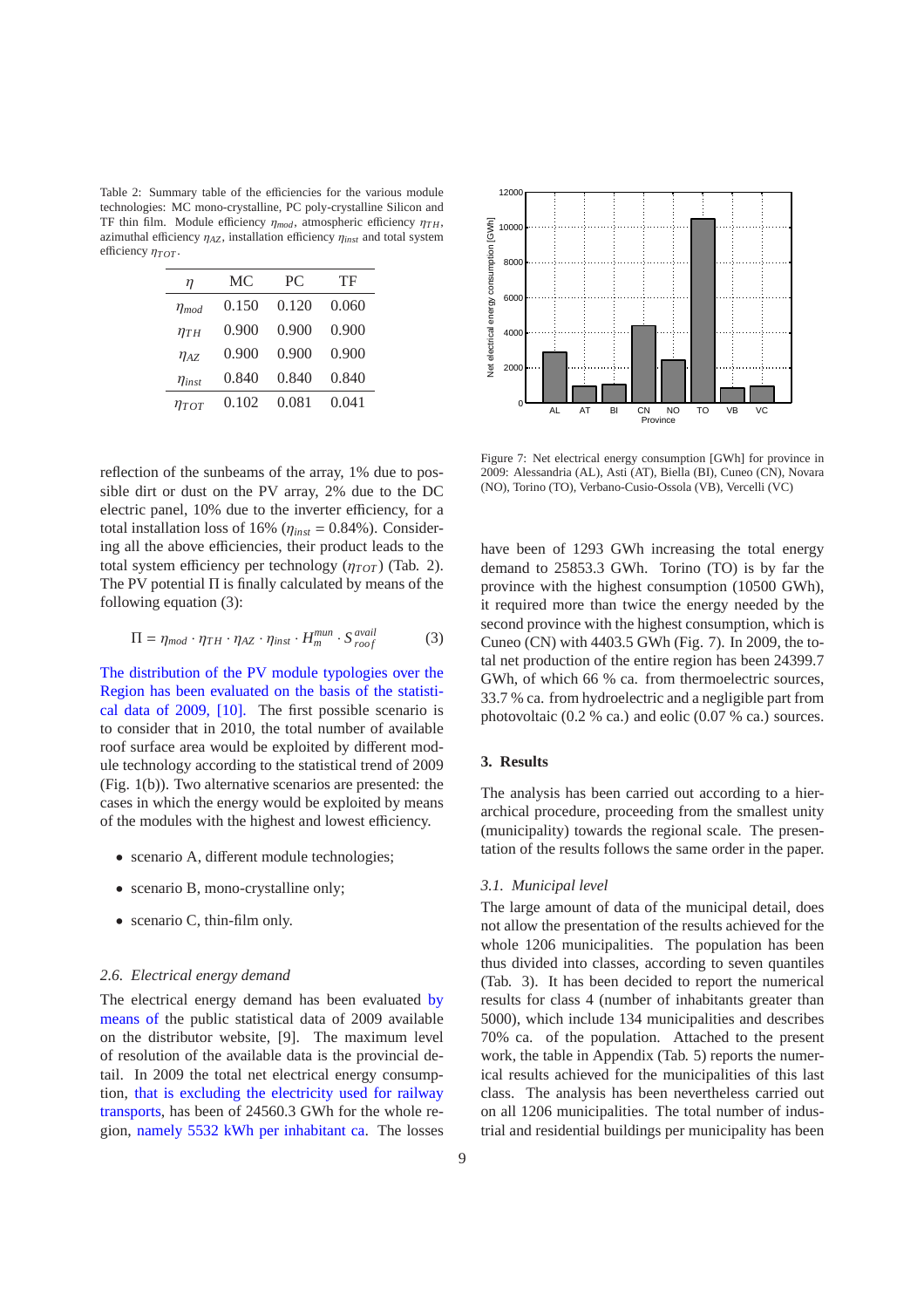Table 2: Summary table of the efficiencies for the various module technologies: MC mono-crystalline, PC poly-crystalline Silicon and TF thin film. Module efficiency $\eta_{mod}$, atmospheric efficiency $\eta_{TH}$, azimuthal efficiency $\eta_{AZ}$, installation efficiency $\eta_{inst}$ and total system efficiency $\eta_{TOT}$.

| $\eta$ | MC | PC | TF |
|---|---|---|---|
| $\eta_{mod}$ | 0.150 | 0.120 | 0.060 |
| $\eta_{TH}$ | 0.900 | 0.900 | 0.900 |
| $\eta_{AZ}$ | 0.900 | 0.900 | 0.900 |
| $\eta_{inst}$ | 0.840 | 0.840 | 0.840 |
| $\eta_{TOT}$ | 0.102 | 0.081 | 0.041 |

reflection of the sunbeams of the array, 1% due to possible dirt or dust on the PV array, 2% due to the DC electric panel, 10% due to the inverter efficiency, for a total installation loss of 16% ($\eta_{inst} = 0.84\%$). Considering all the above efficiencies, their product leads to the total system efficiency per technology ($\eta_{TOT}$) (Tab. 2). The PV potential $\Pi$ is finally calculated by means of the following equation (3):

$$\Pi = \eta_{mod} \cdot \eta_{TH} \cdot \eta_{AZ} \cdot \eta_{inst} \cdot H_m^{mun} \cdot S_{roof}^{avail} \tag{3}$$

The distribution of the PV module typologies over the Region has been evaluated on the basis of the statistical data of 2009, [10]. The first possible scenario is to consider that in 2010, the total number of available roof surface area would be exploited by different module technology according to the statistical trend of 2009 (Fig. 1(b)). Two alternative scenarios are presented: the cases in which the energy would be exploited by means of the modules with the highest and lowest efficiency.

- scenario A, different module technologies;
- scenario B, mono-crystalline only;
- scenario C, thin-film only.

### 2.6. Electrical energy demand

The electrical energy demand has been evaluated by means of the public statistical data of 2009 available on the distributor website, [9]. The maximum level of resolution of the available data is the provincial detail. In 2009 the total net electrical energy consumption, that is excluding the electricity used for railway transports, has been of 24560.3 GWh for the whole region, namely 5532 kWh per inhabitant ca. The losses have been of 1293 GWh increasing the total energy demand to 25853.3 GWh. Torino (TO) is by far the province with the highest consumption (10500 GWh), it required more than twice the energy needed by the second province with the highest consumption, which is Cuneo (CN) with 4403.5 GWh (Fig. 7). In 2009, the total net production of the entire region has been 24399.7 GWh, of which 66 % ca. from thermoelectric sources, 33.7 % ca. from hydroelectric and a negligible part from photovoltaic (0.2 % ca.) and eolic (0.07 % ca.) sources.

Figure 7: Net electrical energy consumption [GWh] for province in 2009: Alessandria (AL), Asti (AT), Biella (BI), Cuneo (CN), Novara (NO), Torino (TO), Verbano-Cusio-Ossola (VB), Vercelli (VC)

## 3. Results

The analysis has been carried out according to a hierarchical procedure, proceeding from the smallest unity (municipality) towards the regional scale. The presentation of the results follows the same order in the paper.

### 3.1. Municipal level

The large amount of data of the municipal detail, does not allow the presentation of the results achieved for the whole 1206 municipalities. The population has been thus divided into classes, according to seven quantiles (Tab. 3). It has been decided to report the numerical results for class 4 (number of inhabitants greater than 5000), which include 134 municipalities and describes 70% ca. of the population. Attached to the present work, the table in Appendix (Tab. 5) reports the numerical results achieved for the municipalities of this last class. The analysis has been nevertheless carried out on all 1206 municipalities. The total number of industrial and residential buildings per municipality has been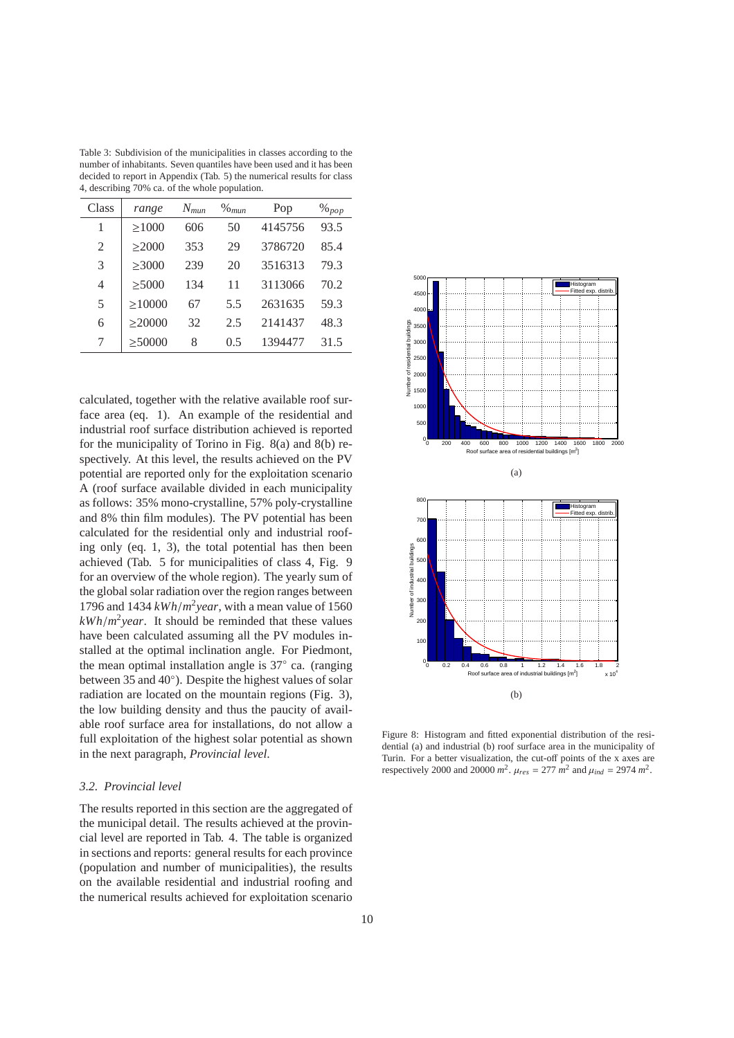Table 3: Subdivision of the municipalities in classes according to the number of inhabitants. Seven quantiles have been used and it has been decided to report in Appendix (Tab. 5) the numerical results for class 4, describing 70% ca. of the whole population.

| Class | *range* | $N_{mun}$ | $\%_{mun}$ | Pop | $\%_{pop}$ |
|---|---|---|---|---|---|
| 1 | ≥1000 | 606 | 50 | 4145756 | 93.5 |
| 2 | ≥2000 | 353 | 29 | 3786720 | 85.4 |
| 3 | ≥3000 | 239 | 20 | 3516313 | 79.3 |
| 4 | ≥5000 | 134 | 11 | 3113066 | 70.2 |
| 5 | ≥10000 | 67 | 5.5 | 2631635 | 59.3 |
| 6 | ≥20000 | 32 | 2.5 | 2141437 | 48.3 |
| 7 | ≥50000 | 8 | 0.5 | 1394477 | 31.5 |

calculated, together with the relative available roof surface area (eq. 1). An example of the residential and industrial roof surface distribution achieved is reported for the municipality of Torino in Fig. 8(a) and 8(b) respectively. At this level, the results achieved on the PV potential are reported only for the exploitation scenario A (roof surface available divided in each municipality as follows: 35% mono-crystalline, 57% poly-crystalline and 8% thin film modules). The PV potential has been calculated for the residential only and industrial roofing only (eq. 1, 3), the total potential has then been achieved (Tab. 5 for municipalities of class 4, Fig. 9 for an overview of the whole region). The yearly sum of the global solar radiation over the region ranges between 1796 and 1434 $kWh/m^2year$, with a mean value of 1560 $kWh/m^2year$. It should be reminded that these values have been calculated assuming all the PV modules installed at the optimal inclination angle. For Piedmont, the mean optimal installation angle is 37° ca. (ranging between 35 and 40°). Despite the highest values of solar radiation are located on the mountain regions (Fig. 3), the low building density and thus the paucity of available roof surface area for installations, do not allow a full exploitation of the highest solar potential as shown in the next paragraph, *Provincial level*.

### 3.2. Provincial level

The results reported in this section are the aggregated of the municipal detail. The results achieved at the provincial level are reported in Tab. 4. The table is organized in sections and reports: general results for each province (population and number of municipalities), the results on the available residential and industrial roofing and the numerical results achieved for exploitation scenario

(a)

(b)

Figure 8: Histogram and fitted exponential distribution of the residential (a) and industrial (b) roof surface area in the municipality of Turin. For a better visualization, the cut-off points of the x axes are respectively 2000 and 20000 $m^2$. $\mu_{res} = 277$ $m^2$ and $\mu_{ind} = 2974$ $m^2$.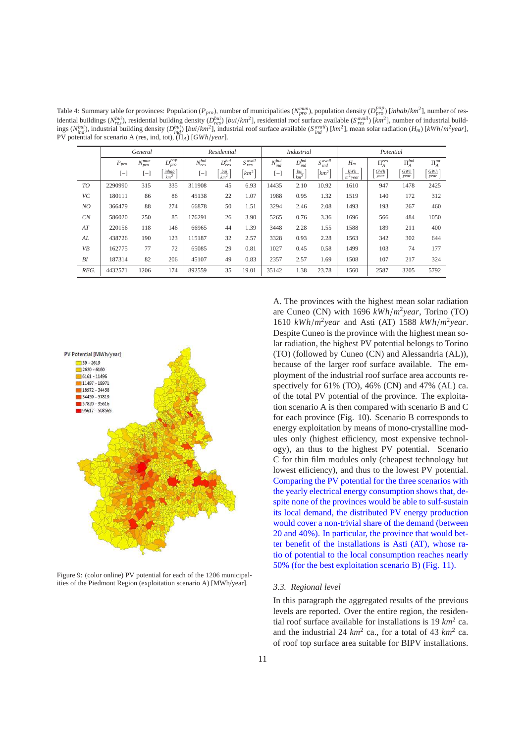Table 4: Summary table for provinces: Population ($P_{pro}$), number of municipalities ($N_{pro}^{mun}$), population density ($D_{pro}^{pop}$) [$inhab/km^2$], number of residential buildings ($N_{res}^{bui}$), residential building density ($D_{res}^{bui}$) [$bui/km^2$], residential roof surface available ($S_{res}^{avail}$) [$km^2$], number of industrial buildings ($N_{ind}^{bui}$), industrial building density ($D_{ind}^{bui}$) [$bui/km^2$], industrial roof surface available ($S_{ind}^{avail}$) [$km^2$], mean solar radiation ($H_m$) [$kWh/m^2year$], PV potential for scenario A (res, ind, tot), ($\Pi_A$) [$GWh/year$].

| | *General* | | | *Residential* | | | *Industrial* | | | *Potential* | | | |
|---|---|---|---|---|---|---|---|---|---|---|---|---|---|
| | $P_{pro}$ | $N_{pro}^{mun}$ | $D_{pro}^{pop}$ | $N_{res}^{bui}$ | $D_{res}^{bui}$ | $S_{res}^{avail}$ | $N_{ind}^{bui}$ | $D_{ind}^{bui}$ | $S_{ind}^{avail}$ | $H_m$ | $\Pi_A^{res}$ | $\Pi_A^{ind}$ | $\Pi_A^{tot}$ |
| | $[-]$ | $[-]$ | $\left[\frac{inhab}{km^2}\right]$ | $[-]$ | $\left[\frac{bui}{km^2}\right]$ | $[km^2]$ | $[-]$ | $\left[\frac{bui}{km^2}\right]$ | $[km^2]$ | $\frac{kWh}{m^2 year}$ | $\left[\frac{GWh}{year}\right]$ | $\left[\frac{GWh}{year}\right]$ | $\left[\frac{GWh}{year}\right]$ |
| *TO* | 2290990 | 315 | 335 | 311908 | 45 | 6.93 | 14435 | 2.10 | 10.92 | 1610 | 947 | 1478 | 2425 |
| *VC* | 180111 | 86 | 86 | 45138 | 22 | 1.07 | 1988 | 0.95 | 1.32 | 1519 | 140 | 172 | 312 |
| *NO* | 366479 | 88 | 274 | 66878 | 50 | 1.51 | 3294 | 2.46 | 2.08 | 1493 | 193 | 267 | 460 |
| *CN* | 586020 | 250 | 85 | 176291 | 26 | 3.90 | 5265 | 0.76 | 3.36 | 1696 | 566 | 484 | 1050 |
| *AT* | 220156 | 118 | 146 | 66965 | 44 | 1.39 | 3448 | 2.28 | 1.55 | 1588 | 189 | 211 | 400 |
| *AL* | 438726 | 190 | 123 | 115187 | 32 | 2.57 | 3328 | 0.93 | 2.28 | 1563 | 342 | 302 | 644 |
| *VB* | 162775 | 77 | 72 | 65085 | 29 | 0.81 | 1027 | 0.45 | 0.58 | 1499 | 103 | 74 | 177 |
| *BI* | 187314 | 82 | 206 | 45107 | 49 | 0.83 | 2357 | 2.57 | 1.69 | 1508 | 107 | 217 | 324 |
| *REG.* | 4432571 | 1206 | 174 | 892559 | 35 | 19.01 | 35142 | 1.38 | 23.78 | 1560 | 2587 | 3205 | 5792 |

Figure 9: (color online) PV potential for each of the 1206 municipalities of the Piedmont Region (exploitation scenario A) [MWh/year].

A. The provinces with the highest mean solar radiation are Cuneo (CN) with 1696 $kWh/m^2year$, Torino (TO) 1610 $kWh/m^2year$ and Asti (AT) 1588 $kWh/m^2year$. Despite Cuneo is the province with the highest mean solar radiation, the highest PV potential belongs to Torino (TO) (followed by Cuneo (CN) and Alessandria (AL)), because of the larger roof surface available. The employment of the industrial roof surface area accounts respectively for 61% (TO), 46% (CN) and 47% (AL) ca. of the total PV potential of the province. The exploitation scenario A is then compared with scenario B and C for each province (Fig. 10). Scenario B corresponds to energy exploitation by means of mono-crystalline modules only (highest efficiency, most expensive technology), an thus to the highest PV potential. Scenario C for thin film modules only (cheapest technology but lowest efficiency), and thus to the lowest PV potential. Comparing the PV potential for the three scenarios with the yearly electrical energy consumption shows that, despite none of the provinces would be able to sulf-sustain its local demand, the distributed PV energy production would cover a non-trivial share of the demand (between 20 and 40%). In particular, the province that would better benefit of the installations is Asti (AT), whose ratio of potential to the local consumption reaches nearly 50% (for the best exploitation scenario B) (Fig. 11).

### 3.3. Regional level

In this paragraph the aggregated results of the previous levels are reported. Over the entire region, the residential roof surface available for installations is 19 $km^2$ ca. and the industrial 24 $km^2$ ca., for a total of 43 $km^2$ ca. of roof top surface area suitable for BIPV installations.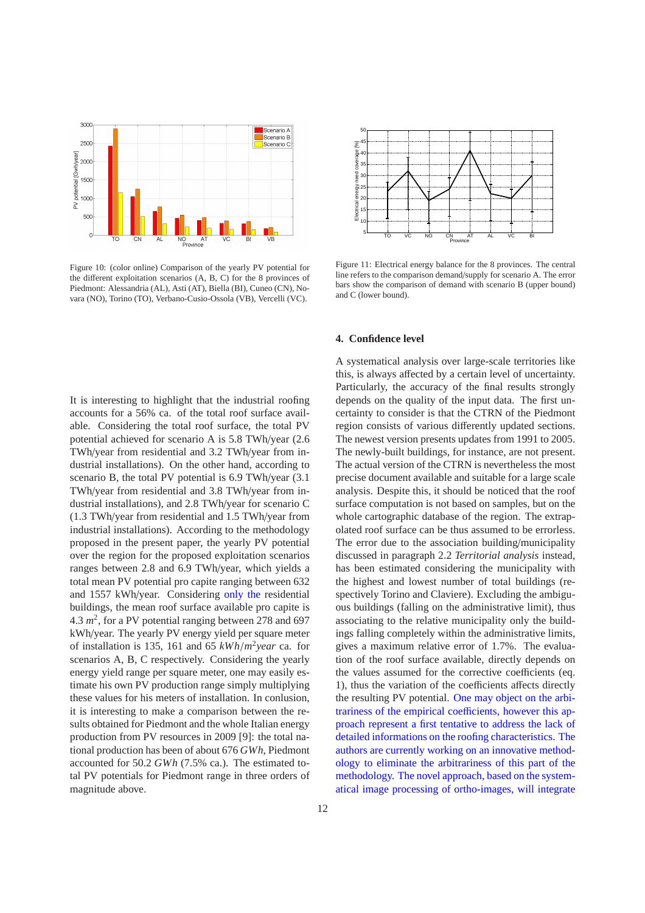Figure 10: (color online) Comparison of the yearly PV potential for the different exploitation scenarios (A, B, C) for the 8 provinces of Piedmont: Alessandria (AL), Asti (AT), Biella (BI), Cuneo (CN), Novara (NO), Torino (TO), Verbano-Cusio-Ossola (VB), Vercelli (VC).

Figure 11: Electrical energy balance for the 8 provinces. The central line refers to the comparison demand/supply for scenario A. The error bars show the comparison of demand with scenario B (upper bound) and C (lower bound).

It is interesting to highlight that the industrial roofing accounts for a 56% ca. of the total roof surface available. Considering the total roof surface, the total PV potential achieved for scenario A is 5.8 TWh/year (2.6 TWh/year from residential and 3.2 TWh/year from industrial installations). On the other hand, according to scenario B, the total PV potential is 6.9 TWh/year (3.1 TWh/year from residential and 3.8 TWh/year from industrial installations), and 2.8 TWh/year for scenario C (1.3 TWh/year from residential and 1.5 TWh/year from industrial installations). According to the methodology proposed in the present paper, the yearly PV potential over the region for the proposed exploitation scenarios ranges between 2.8 and 6.9 TWh/year, which yields a total mean PV potential pro capite ranging between 632 and 1557 kWh/year. Considering only the residential buildings, the mean roof surface available pro capite is 4.3 $m^2$, for a PV potential ranging between 278 and 697 kWh/year. The yearly PV energy yield per square meter of installation is 135, 161 and 65 $kWh/m^2year$ ca. for scenarios A, B, C respectively. Considering the yearly energy yield range per square meter, one may easily estimate his own PV production range simply multiplying these values for his meters of installation. In conlusion, it is interesting to make a comparison between the results obtained for Piedmont and the whole Italian energy production from PV resources in 2009 [9]: the total national production has been of about 676 $GWh$, Piedmont accounted for 50.2 $GWh$ (7.5% ca.). The estimated total PV potentials for Piedmont range in three orders of magnitude above.

## 4. Confidence level

A systematical analysis over large-scale territories like this, is always affected by a certain level of uncertainty. Particularly, the accuracy of the final results strongly depends on the quality of the input data. The first uncertainty to consider is that the CTRN of the Piedmont region consists of various differently updated sections. The newest version presents updates from 1991 to 2005. The newly-built buildings, for instance, are not present. The actual version of the CTRN is nevertheless the most precise document available and suitable for a large scale analysis. Despite this, it should be noticed that the roof surface computation is not based on samples, but on the whole cartographic database of the region. The extrapolated roof surface can be thus assumed to be errorless. The error due to the association building/municipality discussed in paragraph 2.2 *Territorial analysis* instead, has been estimated considering the municipality with the highest and lowest number of total buildings (respectively Torino and Claviere). Excluding the ambiguous buildings (falling on the administrative limit), thus associating to the relative municipality only the buildings falling completely within the administrative limits, gives a maximum relative error of 1.7%. The evaluation of the roof surface available, directly depends on the values assumed for the corrective coefficients (eq. 1), thus the variation of the coefficients affects directly the resulting PV potential. One may object on the arbitrariness of the empirical coefficients, however this approach represent a first tentative to address the lack of detailed informations on the roofing characteristics. The authors are currently working on an innovative methodology to eliminate the arbitrariness of this part of the methodology. The novel approach, based on the systematical image processing of ortho-images, will integrate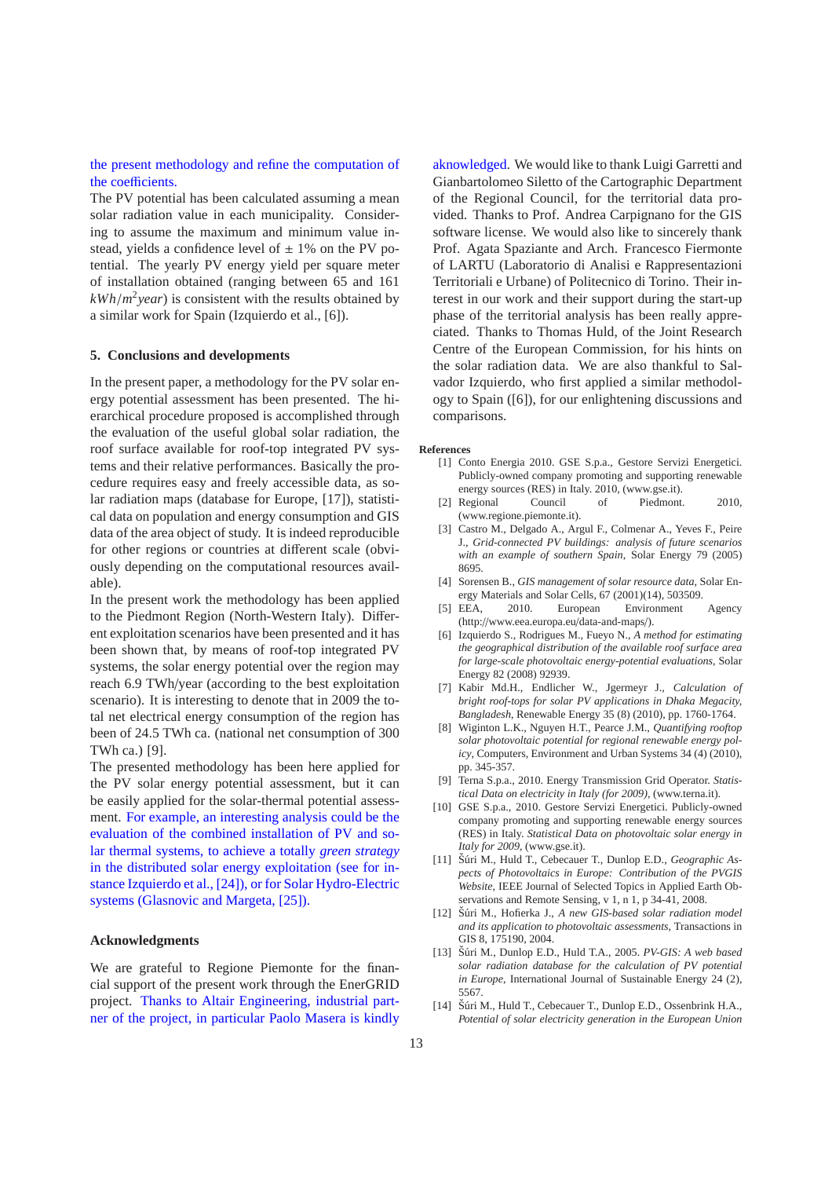the present methodology and refine the computation of the coefficients.

The PV potential has been calculated assuming a mean solar radiation value in each municipality. Considering to assume the maximum and minimum value instead, yields a confidence level of $\pm$ 1% on the PV potential. The yearly PV energy yield per square meter of installation obtained (ranging between 65 and 161 $kWh/m^2year$) is consistent with the results obtained by a similar work for Spain (Izquierdo et al., [6]).

## 5. Conclusions and developments

In the present paper, a methodology for the PV solar energy potential assessment has been presented. The hierarchical procedure proposed is accomplished through the evaluation of the useful global solar radiation, the roof surface available for roof-top integrated PV systems and their relative performances. Basically the procedure requires easy and freely accessible data, as solar radiation maps (database for Europe, [17]), statistical data on population and energy consumption and GIS data of the area object of study. It is indeed reproducible for other regions or countries at different scale (obviously depending on the computational resources available).

In the present work the methodology has been applied to the Piedmont Region (North-Western Italy). Different exploitation scenarios have been presented and it has been shown that, by means of roof-top integrated PV systems, the solar energy potential over the region may reach 6.9 TWh/year (according to the best exploitation scenario). It is interesting to denote that in 2009 the total net electrical energy consumption of the region has been of 24.5 TWh ca. (national net consumption of 300 TWh ca.) [9].

The presented methodology has been here applied for the PV solar energy potential assessment, but it can be easily applied for the solar-thermal potential assessment. For example, an interesting analysis could be the evaluation of the combined installation of PV and solar thermal systems, to achieve a totally *green strategy* in the distributed solar energy exploitation (see for instance Izquierdo et al., [24]), or for Solar Hydro-Electric systems (Glasnovic and Margeta, [25]).

## Acknowledgments

We are grateful to Regione Piemonte for the financial support of the present work through the EnerGRID project. Thanks to Altair Engineering, industrial partner of the project, in particular Paolo Masera is kindly aknowledged. We would like to thank Luigi Garretti and Gianbartolomeo Siletto of the Cartographic Department of the Regional Council, for the territorial data provided. Thanks to Prof. Andrea Carpignano for the GIS software license. We would also like to sincerely thank Prof. Agata Spaziante and Arch. Francesco Fiermonte of LARTU (Laboratorio di Analisi e Rappresentazioni Territoriali e Urbane) of Politecnico di Torino. Their interest in our work and their support during the start-up phase of the territorial analysis has been really appreciated. Thanks to Thomas Huld, of the Joint Research Centre of the European Commission, for his hints on the solar radiation data. We are also thankful to Salvador Izquierdo, who first applied a similar methodology to Spain ([6]), for our enlightening discussions and comparisons.

## References

[1] Conto Energia 2010. GSE S.p.a., Gestore Servizi Energetici. Publicly-owned company promoting and supporting renewable energy sources (RES) in Italy. 2010, (www.gse.it).

[2] Regional Council of Piedmont. 2010, (www.regione.piemonte.it).

[3] Castro M., Delgado A., Argul F., Colmenar A., Yeves F., Peire J., *Grid-connected PV buildings: analysis of future scenarios with an example of southern Spain*, Solar Energy 79 (2005) 8695.

[4] Sorensen B., *GIS management of solar resource data*, Solar Energy Materials and Solar Cells, 67 (2001)(14), 503509.

[5] EEA, 2010. European Environment Agency (http://www.eea.europa.eu/data-and-maps/).

[6] Izquierdo S., Rodrigues M., Fueyo N., *A method for estimating the geographical distribution of the available roof surface area for large-scale photovoltaic energy-potential evaluations*, Solar Energy 82 (2008) 92939.

[7] Kabir Md.H., Endlicher W., Jgermeyr J., *Calculation of bright roof-tops for solar PV applications in Dhaka Megacity, Bangladesh*, Renewable Energy 35 (8) (2010), pp. 1760-1764.

[8] Wiginton L.K., Nguyen H.T., Pearce J.M., *Quantifying rooftop solar photovoltaic potential for regional renewable energy policy*, Computers, Environment and Urban Systems 34 (4) (2010), pp. 345-357.

[9] Terna S.p.a., 2010. Energy Transmission Grid Operator. *Statistical Data on electricity in Italy (for 2009)*, (www.terna.it).

[10] GSE S.p.a., 2010. Gestore Servizi Energetici. Publicly-owned company promoting and supporting renewable energy sources (RES) in Italy. *Statistical Data on photovoltaic solar energy in Italy for 2009*, (www.gse.it).

[11] Šúri M., Huld T., Cebecauer T., Dunlop E.D., *Geographic Aspects of Photovoltaics in Europe: Contribution of the PVGIS Website*, IEEE Journal of Selected Topics in Applied Earth Observations and Remote Sensing, v 1, n 1, p 34-41, 2008.

[12] Šúri M., Hofierka J., *A new GIS-based solar radiation model and its application to photovoltaic assessments*, Transactions in GIS 8, 175190, 2004.

[13] Šúri M., Dunlop E.D., Huld T.A., 2005. *PV-GIS: A web based solar radiation database for the calculation of PV potential in Europe*, International Journal of Sustainable Energy 24 (2), 5567.

[14] Šúri M., Huld T., Cebecauer T., Dunlop E.D., Ossenbrink H.A., *Potential of solar electricity generation in the European Union*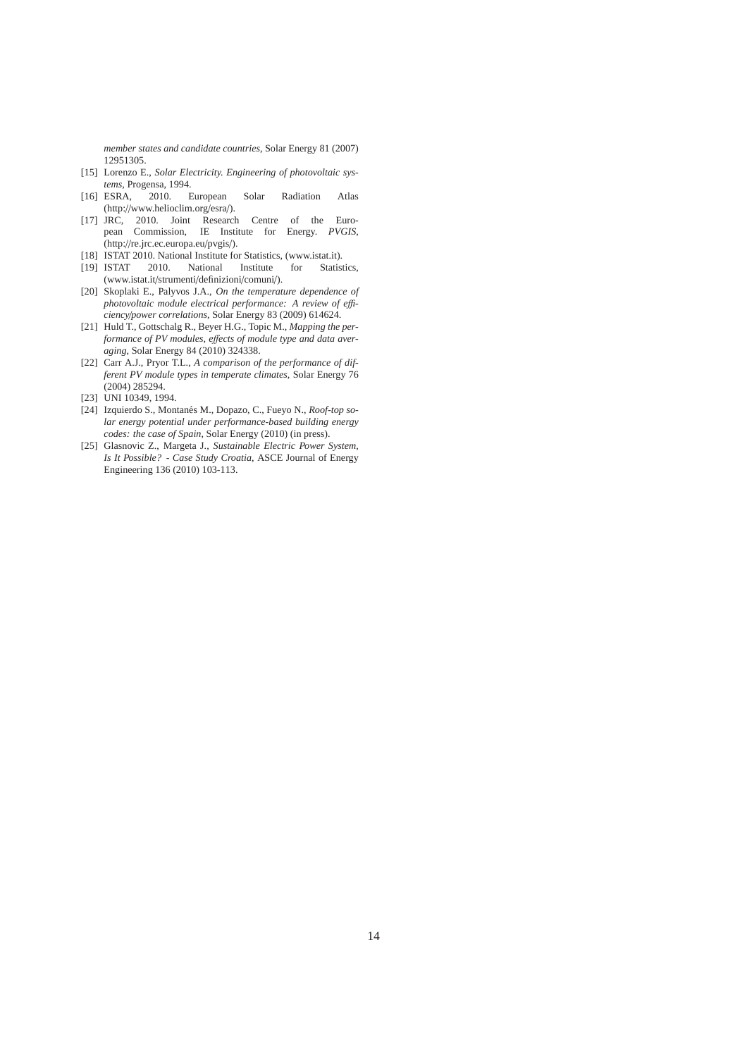*member states and candidate countries*, Solar Energy 81 (2007) 12951305.

[15] Lorenzo E., *Solar Electricity. Engineering of photovoltaic systems*, Progensa, 1994.

[16] ESRA, 2010. European Solar Radiation Atlas (http://www.helioclim.org/esra/).

[17] JRC, 2010. Joint Research Centre of the European Commission, IE Institute for Energy. *PVGIS*, (http://re.jrc.ec.europa.eu/pvgis/).

[18] ISTAT 2010. National Institute for Statistics, (www.istat.it).

[19] ISTAT 2010. National Institute for Statistics, (www.istat.it/strumenti/definizioni/comuni/).

[20] Skoplaki E., Palyvos J.A., *On the temperature dependence of photovoltaic module electrical performance: A review of efficiency/power correlations*, Solar Energy 83 (2009) 614624.

[21] Huld T., Gottschalg R., Beyer H.G., Topic M., *Mapping the performance of PV modules, effects of module type and data averaging*, Solar Energy 84 (2010) 324338.

[22] Carr A.J., Pryor T.L., *A comparison of the performance of different PV module types in temperate climates*, Solar Energy 76 (2004) 285294.

[23] UNI 10349, 1994.

[24] Izquierdo S., Montanés M., Dopazo, C., Fueyo N., *Roof-top solar energy potential under performance-based building energy codes: the case of Spain*, Solar Energy (2010) (in press).

[25] Glasnovic Z., Margeta J., *Sustainable Electric Power System, Is It Possible? - Case Study Croatia*, ASCE Journal of Energy Engineering 136 (2010) 103-113.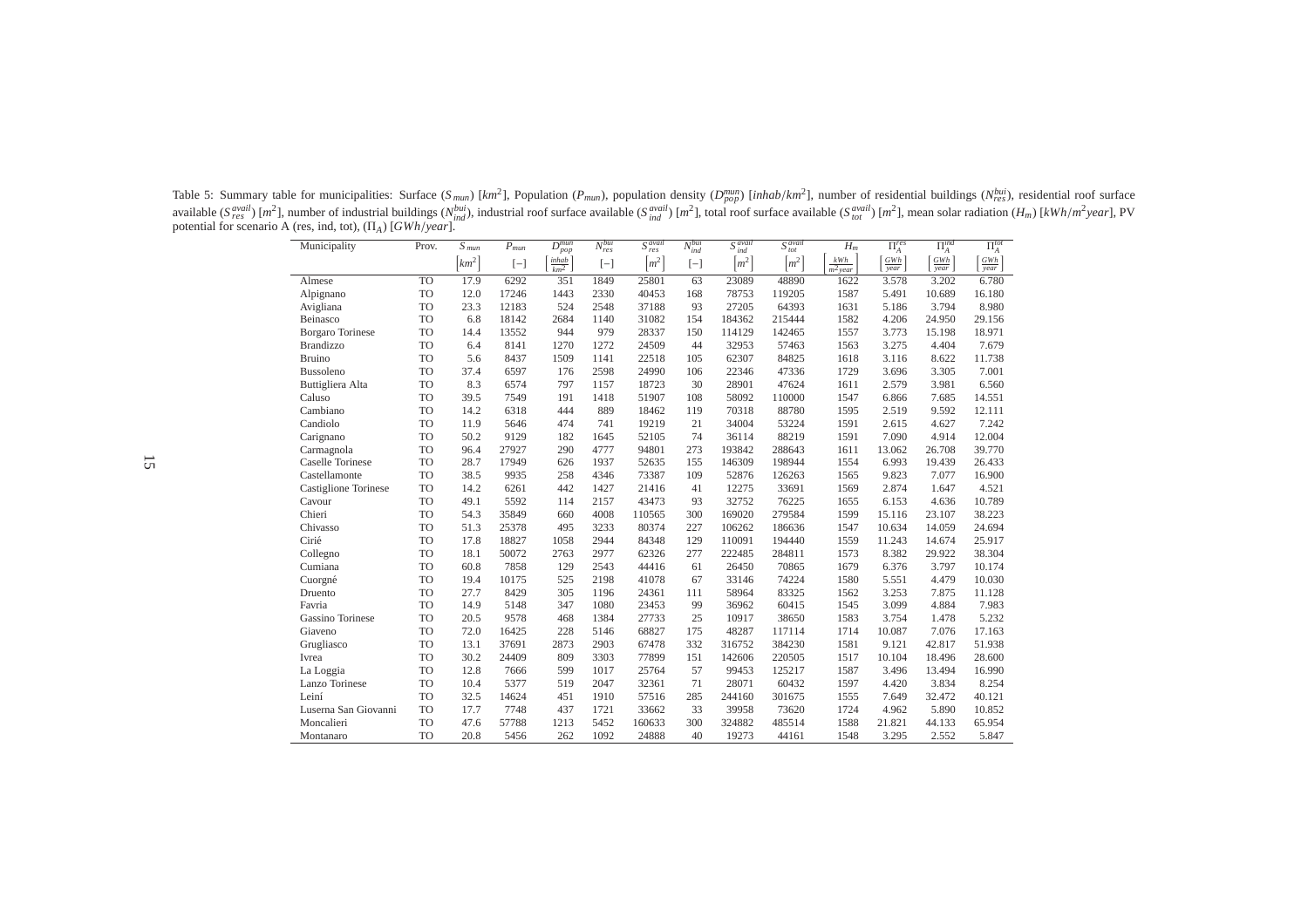Table 5: Summary table for municipalities: Surface ($S_{mun}$) [$km^2$], Population ($P_{mun}$), population density ($D^{mun}_{pop}$) [$inhab/km^2$], number of residential buildings ($N^{bui}_{res}$), residential roof surface available ($S^{avail}_{res}$) [$m^2$], number of industrial buildings ($N^{bui}_{ind}$), industrial roof surface available ($S^{avail}_{ind}$) [$m^2$], total roof surface available ($S^{avail}_{tot}$) [$m^2$], mean solar radiation ($H_m$) [$kWh/m^2year$], PV potential for scenario A (res, ind, tot), ($\Pi_A$) [$GWh/year$].

| Municipality | Prov. | $S_{mun}$ | $P_{mun}$ | $D^{mun}_{pop}$ | $N^{bui}_{res}$ | $S^{avail}_{res}$ | $N^{bui}_{ind}$ | $S^{avail}_{ind}$ | $S^{avail}_{tot}$ | $H_m$ | $\Pi^{res}_A$ | $\Pi^{ind}_A$ | $\Pi^{tot}_A$ |
|---|---|---|---|---|---|---|---|---|---|---|---|---|---|
| | | $\left[km^2\right]$ | $[-]$ | $\left[\frac{inhab}{km^2}\right]$ | $[-]$ | $\left[m^2\right]$ | $[-]$ | $\left[m^2\right]$ | $\left[m^2\right]$ | $\left[\frac{kWh}{m^2 year}\right]$ | $\left[\frac{GWh}{year}\right]$ | $\left[\frac{GWh}{year}\right]$ | $\left[\frac{GWh}{year}\right]$ |
| Almese | TO | 17.9 | 6292 | 351 | 1849 | 25801 | 63 | 23089 | 48890 | 1622 | 3.578 | 3.202 | 6.780 |
| Alpignano | TO | 12.0 | 17246 | 1443 | 2330 | 40453 | 168 | 78753 | 119205 | 1587 | 5.491 | 10.689 | 16.180 |
| Avigliana | TO | 23.3 | 12183 | 524 | 2548 | 37188 | 93 | 27205 | 64393 | 1631 | 5.186 | 3.794 | 8.980 |
| Beinasco | TO | 6.8 | 18142 | 2684 | 1140 | 31082 | 154 | 184362 | 215444 | 1582 | 4.206 | 24.950 | 29.156 |
| Borgaro Torinese | TO | 14.4 | 13552 | 944 | 979 | 28337 | 150 | 114129 | 142465 | 1557 | 3.773 | 15.198 | 18.971 |
| Brandizzo | TO | 6.4 | 8141 | 1270 | 1272 | 24509 | 44 | 32953 | 57463 | 1563 | 3.275 | 4.404 | 7.679 |
| Bruino | TO | 5.6 | 8437 | 1509 | 1141 | 22518 | 105 | 62307 | 84825 | 1618 | 3.116 | 8.622 | 11.738 |
| Bussoleno | TO | 37.4 | 6597 | 176 | 2598 | 24990 | 106 | 22346 | 47336 | 1729 | 3.696 | 3.305 | 7.001 |
| Buttigliera Alta | TO | 8.3 | 6574 | 797 | 1157 | 18723 | 30 | 28901 | 47624 | 1611 | 2.579 | 3.981 | 6.560 |
| Caluso | TO | 39.5 | 7549 | 191 | 1418 | 51907 | 108 | 58092 | 110000 | 1547 | 6.866 | 7.685 | 14.551 |
| Cambiano | TO | 14.2 | 6318 | 444 | 889 | 18462 | 119 | 70318 | 88780 | 1595 | 2.519 | 9.592 | 12.111 |
| Candiolo | TO | 11.9 | 5646 | 474 | 741 | 19219 | 21 | 34004 | 53224 | 1591 | 2.615 | 4.627 | 7.242 |
| Carignano | TO | 50.2 | 9129 | 182 | 1645 | 52105 | 74 | 36114 | 88219 | 1591 | 7.090 | 4.914 | 12.004 |
| Carmagnola | TO | 96.4 | 27927 | 290 | 4777 | 94801 | 273 | 193842 | 288643 | 1611 | 13.062 | 26.708 | 39.770 |
| Caselle Torinese | TO | 28.7 | 17949 | 626 | 1937 | 52635 | 155 | 146309 | 198944 | 1554 | 6.993 | 19.439 | 26.433 |
| Castellamonte | TO | 38.5 | 9935 | 258 | 4346 | 73387 | 109 | 52876 | 126263 | 1565 | 9.823 | 7.077 | 16.900 |
| Castiglione Torinese | TO | 14.2 | 6261 | 442 | 1427 | 21416 | 41 | 12275 | 33691 | 1569 | 2.874 | 1.647 | 4.521 |
| Cavour | TO | 49.1 | 5592 | 114 | 2157 | 43473 | 93 | 32752 | 76225 | 1655 | 6.153 | 4.636 | 10.789 |
| Chieri | TO | 54.3 | 35849 | 660 | 4008 | 110565 | 300 | 169020 | 279584 | 1599 | 15.116 | 23.107 | 38.223 |
| Chivasso | TO | 51.3 | 25378 | 495 | 3233 | 80374 | 227 | 106262 | 186636 | 1547 | 10.634 | 14.059 | 24.694 |
| Cirié | TO | 17.8 | 18827 | 1058 | 2944 | 84348 | 129 | 110091 | 194440 | 1559 | 11.243 | 14.674 | 25.917 |
| Collegno | TO | 18.1 | 50072 | 2763 | 2977 | 62326 | 277 | 222485 | 284811 | 1573 | 8.382 | 29.922 | 38.304 |
| Cumiana | TO | 60.8 | 7858 | 129 | 2543 | 44416 | 61 | 26450 | 70865 | 1679 | 6.376 | 3.797 | 10.174 |
| Cuorgné | TO | 19.4 | 10175 | 525 | 2198 | 41078 | 67 | 33146 | 74224 | 1580 | 5.551 | 4.479 | 10.030 |
| Druento | TO | 27.7 | 8429 | 305 | 1196 | 24361 | 111 | 58964 | 83325 | 1562 | 3.253 | 7.875 | 11.128 |
| Favria | TO | 14.9 | 5148 | 347 | 1080 | 23453 | 99 | 36962 | 60415 | 1545 | 3.099 | 4.884 | 7.983 |
| Gassino Torinese | TO | 20.5 | 9578 | 468 | 1384 | 27733 | 25 | 10917 | 38650 | 1583 | 3.754 | 1.478 | 5.232 |
| Giaveno | TO | 72.0 | 16425 | 228 | 5146 | 68827 | 175 | 48287 | 117114 | 1714 | 10.087 | 7.076 | 17.163 |
| Grugliasco | TO | 13.1 | 37691 | 2873 | 2903 | 67478 | 332 | 316752 | 384230 | 1581 | 9.121 | 42.817 | 51.938 |
| Ivrea | TO | 30.2 | 24409 | 809 | 3303 | 77899 | 151 | 142606 | 220505 | 1517 | 10.104 | 18.496 | 28.600 |
| La Loggia | TO | 12.8 | 7666 | 599 | 1017 | 25764 | 57 | 99453 | 125217 | 1587 | 3.496 | 13.494 | 16.990 |
| Lanzo Torinese | TO | 10.4 | 5377 | 519 | 2047 | 32361 | 71 | 28071 | 60432 | 1597 | 4.420 | 3.834 | 8.254 |
| Leiní | TO | 32.5 | 14624 | 451 | 1910 | 57516 | 285 | 244160 | 301675 | 1555 | 7.649 | 32.472 | 40.121 |
| Luserna San Giovanni | TO | 17.7 | 7748 | 437 | 1721 | 33662 | 33 | 39958 | 73620 | 1724 | 4.962 | 5.890 | 10.852 |
| Moncalieri | TO | 47.6 | 57788 | 1213 | 5452 | 160633 | 300 | 324882 | 485514 | 1588 | 21.821 | 44.133 | 65.954 |
| Montanaro | TO | 20.8 | 5456 | 262 | 1092 | 24888 | 40 | 19273 | 44161 | 1548 | 3.295 | 2.552 | 5.847 |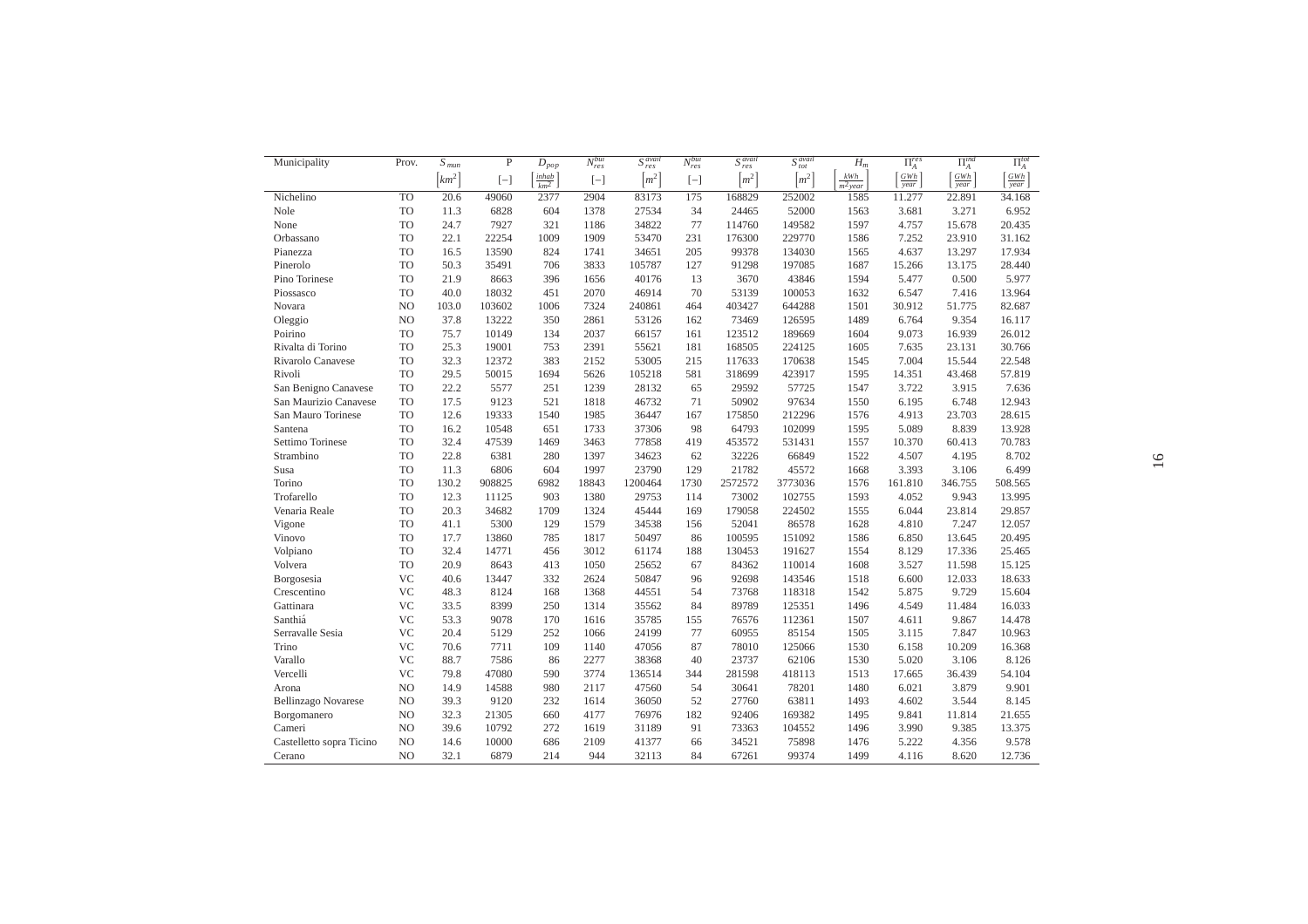| Municipality | Prov. | $S_{mun}$ | P | $D_{pop}$ | $N_{res}^{bui}$ | $S_{res}^{avail}$ | $N_{res}^{bui}$ | $S_{res}^{avail}$ | $S_{tot}^{avail}$ | $H_m$ | $\Pi_A^{res}$ | $\Pi_A^{ind}$ | $\Pi_A^{tot}$ |
|---|---|---|---|---|---|---|---|---|---|---|---|---|---|
| | | $\left[km^2\right]$ | $[-]$ | $\left[\frac{inhab}{km^2}\right]$ | $[-]$ | $\left[m^2\right]$ | $[-]$ | $\left[m^2\right]$ | $\left[m^2\right]$ | $\left[\frac{kWh}{m^2 year}\right]$ | $\left[\frac{GWh}{year}\right]$ | $\left[\frac{GWh}{year}\right]$ | $\left[\frac{GWh}{year}\right]$ |
| Nichelino | TO | 20.6 | 49060 | 2377 | 2904 | 83173 | 175 | 168829 | 252002 | 1585 | 11.277 | 22.891 | 34.168 |
| Nole | TO | 11.3 | 6828 | 604 | 1378 | 27534 | 34 | 24465 | 52000 | 1563 | 3.681 | 3.271 | 6.952 |
| None | TO | 24.7 | 7927 | 321 | 1186 | 34822 | 77 | 114760 | 149582 | 1597 | 4.757 | 15.678 | 20.435 |
| Orbassano | TO | 22.1 | 22254 | 1009 | 1909 | 53470 | 231 | 176300 | 229770 | 1586 | 7.252 | 23.910 | 31.162 |
| Pianezza | TO | 16.5 | 13590 | 824 | 1741 | 34651 | 205 | 99378 | 134030 | 1565 | 4.637 | 13.297 | 17.934 |
| Pinerolo | TO | 50.3 | 35491 | 706 | 3833 | 105787 | 127 | 91298 | 197085 | 1687 | 15.266 | 13.175 | 28.440 |
| Pino Torinese | TO | 21.9 | 8663 | 396 | 1656 | 40176 | 13 | 3670 | 43846 | 1594 | 5.477 | 0.500 | 5.977 |
| Piossasco | TO | 40.0 | 18032 | 451 | 2070 | 46914 | 70 | 53139 | 100053 | 1632 | 6.547 | 7.416 | 13.964 |
| Novara | NO | 103.0 | 103602 | 1006 | 7324 | 240861 | 464 | 403427 | 644288 | 1501 | 30.912 | 51.775 | 82.687 |
| Oleggio | NO | 37.8 | 13222 | 350 | 2861 | 53126 | 162 | 73469 | 126595 | 1489 | 6.764 | 9.354 | 16.117 |
| Poirino | TO | 75.7 | 10149 | 134 | 2037 | 66157 | 161 | 123512 | 189669 | 1604 | 9.073 | 16.939 | 26.012 |
| Rivalta di Torino | TO | 25.3 | 19001 | 753 | 2391 | 55621 | 181 | 168505 | 224125 | 1605 | 7.635 | 23.131 | 30.766 |
| Rivarolo Canavese | TO | 32.3 | 12372 | 383 | 2152 | 53005 | 215 | 117633 | 170638 | 1545 | 7.004 | 15.544 | 22.548 |
| Rivoli | TO | 29.5 | 50015 | 1694 | 5626 | 105218 | 581 | 318699 | 423917 | 1595 | 14.351 | 43.468 | 57.819 |
| San Benigno Canavese | TO | 22.2 | 5577 | 251 | 1239 | 28132 | 65 | 29592 | 57725 | 1547 | 3.722 | 3.915 | 7.636 |
| San Maurizio Canavese | TO | 17.5 | 9123 | 521 | 1818 | 46732 | 71 | 50902 | 97634 | 1550 | 6.195 | 6.748 | 12.943 |
| San Mauro Torinese | TO | 12.6 | 19333 | 1540 | 1985 | 36447 | 167 | 175850 | 212296 | 1576 | 4.913 | 23.703 | 28.615 |
| Santena | TO | 16.2 | 10548 | 651 | 1733 | 37306 | 98 | 64793 | 102099 | 1595 | 5.089 | 8.839 | 13.928 |
| Settimo Torinese | TO | 32.4 | 47539 | 1469 | 3463 | 77858 | 419 | 453572 | 531431 | 1557 | 10.370 | 60.413 | 70.783 |
| Strambino | TO | 22.8 | 6381 | 280 | 1397 | 34623 | 62 | 32226 | 66849 | 1522 | 4.507 | 4.195 | 8.702 |
| Susa | TO | 11.3 | 6806 | 604 | 1997 | 23790 | 129 | 21782 | 45572 | 1668 | 3.393 | 3.106 | 6.499 |
| Torino | TO | 130.2 | 908825 | 6982 | 18843 | 1200464 | 1730 | 2572572 | 3773036 | 1576 | 161.810 | 346.755 | 508.565 |
| Trofarello | TO | 12.3 | 11125 | 903 | 1380 | 29753 | 114 | 73002 | 102755 | 1593 | 4.052 | 9.943 | 13.995 |
| Venaria Reale | TO | 20.3 | 34682 | 1709 | 1324 | 45444 | 169 | 179058 | 224502 | 1555 | 6.044 | 23.814 | 29.857 |
| Vigone | TO | 41.1 | 5300 | 129 | 1579 | 34538 | 156 | 52041 | 86578 | 1628 | 4.810 | 7.247 | 12.057 |
| Vinovo | TO | 17.7 | 13860 | 785 | 1817 | 50497 | 86 | 100595 | 151092 | 1586 | 6.850 | 13.645 | 20.495 |
| Volpiano | TO | 32.4 | 14771 | 456 | 3012 | 61174 | 188 | 130453 | 191627 | 1554 | 8.129 | 17.336 | 25.465 |
| Volvera | TO | 20.9 | 8643 | 413 | 1050 | 25652 | 67 | 84362 | 110014 | 1608 | 3.527 | 11.598 | 15.125 |
| Borgosesia | VC | 40.6 | 13447 | 332 | 2624 | 50847 | 96 | 92698 | 143546 | 1518 | 6.600 | 12.033 | 18.633 |
| Crescentino | VC | 48.3 | 8124 | 168 | 1368 | 44551 | 54 | 73768 | 118318 | 1542 | 5.875 | 9.729 | 15.604 |
| Gattinara | VC | 33.5 | 8399 | 250 | 1314 | 35562 | 84 | 89789 | 125351 | 1496 | 4.549 | 11.484 | 16.033 |
| Santhiá | VC | 53.3 | 9078 | 170 | 1616 | 35785 | 155 | 76576 | 112361 | 1507 | 4.611 | 9.867 | 14.478 |
| Serravalle Sesia | VC | 20.4 | 5129 | 252 | 1066 | 24199 | 77 | 60955 | 85154 | 1505 | 3.115 | 7.847 | 10.963 |
| Trino | VC | 70.6 | 7711 | 109 | 1140 | 47056 | 87 | 78010 | 125066 | 1530 | 6.158 | 10.209 | 16.368 |
| Varallo | VC | 88.7 | 7586 | 86 | 2277 | 38368 | 40 | 23737 | 62106 | 1530 | 5.020 | 3.106 | 8.126 |
| Vercelli | VC | 79.8 | 47080 | 590 | 3774 | 136514 | 344 | 281598 | 418113 | 1513 | 17.665 | 36.439 | 54.104 |
| Arona | NO | 14.9 | 14588 | 980 | 2117 | 47560 | 54 | 30641 | 78201 | 1480 | 6.021 | 3.879 | 9.901 |
| Bellinzago Novarese | NO | 39.3 | 9120 | 232 | 1614 | 36050 | 52 | 27760 | 63811 | 1493 | 4.602 | 3.544 | 8.145 |
| Borgomanero | NO | 32.3 | 21305 | 660 | 4177 | 76976 | 182 | 92406 | 169382 | 1495 | 9.841 | 11.814 | 21.655 |
| Cameri | NO | 39.6 | 10792 | 272 | 1619 | 31189 | 91 | 73363 | 104552 | 1496 | 3.990 | 9.385 | 13.375 |
| Castelletto sopra Ticino | NO | 14.6 | 10000 | 686 | 2109 | 41377 | 66 | 34521 | 75898 | 1476 | 5.222 | 4.356 | 9.578 |
| Cerano | NO | 32.1 | 6879 | 214 | 944 | 32113 | 84 | 67261 | 99374 | 1499 | 4.116 | 8.620 | 12.736 |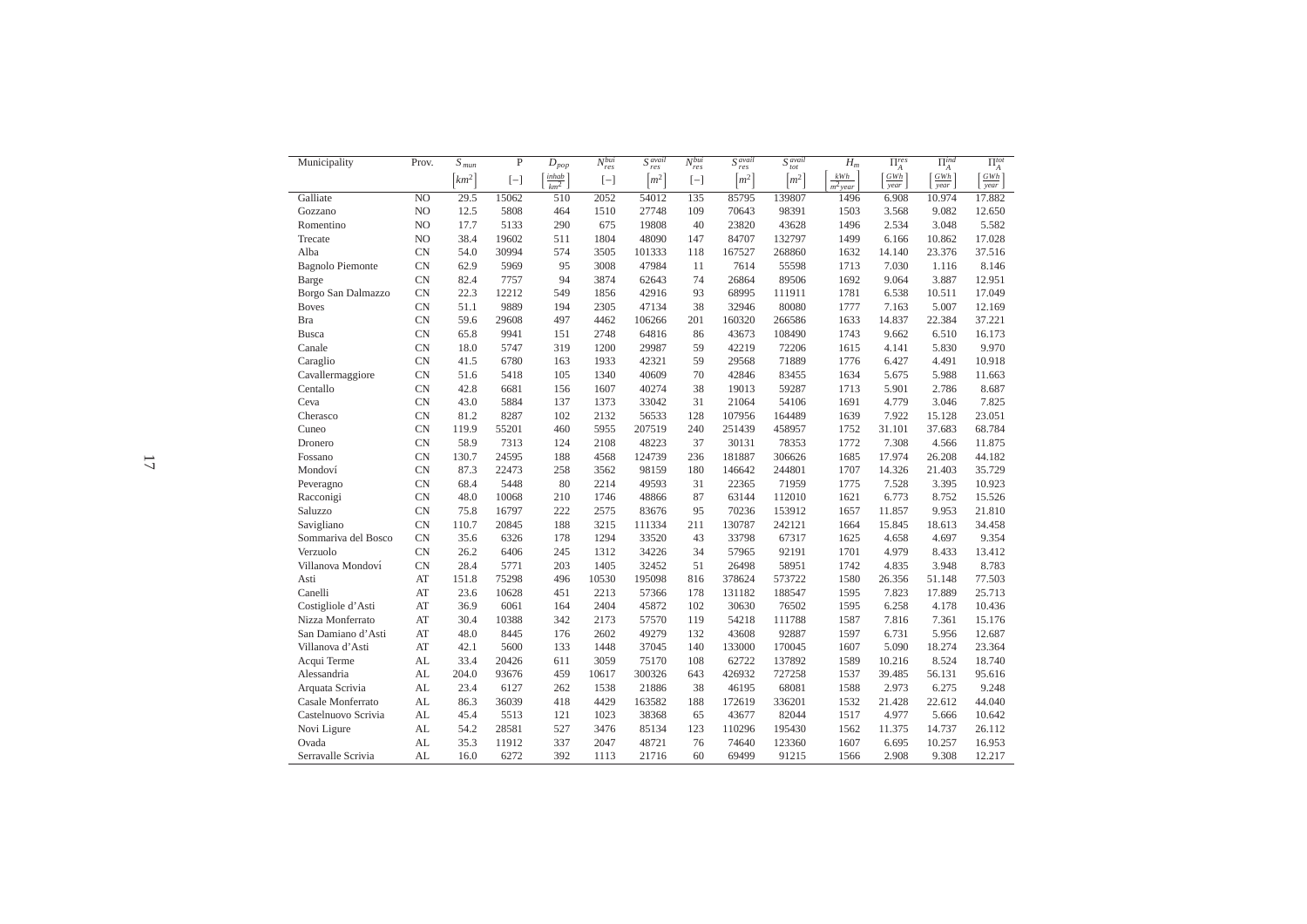| Municipality | Prov. | $S_{mun}$ | P | $D_{pop}$ | $N_{res}^{bui}$ | $S_{res}^{avail}$ | $N_{res}^{bui}$ | $S_{res}^{avail}$ | $S_{tot}^{avail}$ | $H_m$ | $\Pi_A^{res}$ | $\Pi_A^{ind}$ | $\Pi_A^{tot}$ |
|---|---|---|---|---|---|---|---|---|---|---|---|---|---|
| | | $\left[km^2\right]$ | $[-]$ | $\left[\frac{inhab}{km^2}\right]$ | $[-]$ | $\left[m^2\right]$ | $[-]$ | $\left[m^2\right]$ | $\left[m^2\right]$ | $\left[\frac{kWh}{m^2 year}\right]$ | $\left[\frac{GWh}{year}\right]$ | $\left[\frac{GWh}{year}\right]$ | $\left[\frac{GWh}{year}\right]$ |
| Galliate | NO | 29.5 | 15062 | 510 | 2052 | 54012 | 135 | 85795 | 139807 | 1496 | 6.908 | 10.974 | 17.882 |
| Gozzano | NO | 12.5 | 5808 | 464 | 1510 | 27748 | 109 | 70643 | 98391 | 1503 | 3.568 | 9.082 | 12.650 |
| Romentino | NO | 17.7 | 5133 | 290 | 675 | 19808 | 40 | 23820 | 43628 | 1496 | 2.534 | 3.048 | 5.582 |
| Trecate | NO | 38.4 | 19602 | 511 | 1804 | 48090 | 147 | 84707 | 132797 | 1499 | 6.166 | 10.862 | 17.028 |
| Alba | CN | 54.0 | 30994 | 574 | 3505 | 101333 | 118 | 167527 | 268860 | 1632 | 14.140 | 23.376 | 37.516 |
| Bagnolo Piemonte | CN | 62.9 | 5969 | 95 | 3008 | 47984 | 11 | 7614 | 55598 | 1713 | 7.030 | 1.116 | 8.146 |
| Barge | CN | 82.4 | 7757 | 94 | 3874 | 62643 | 74 | 26864 | 89506 | 1692 | 9.064 | 3.887 | 12.951 |
| Borgo San Dalmazzo | CN | 22.3 | 12212 | 549 | 1856 | 42916 | 93 | 68995 | 111911 | 1781 | 6.538 | 10.511 | 17.049 |
| Boves | CN | 51.1 | 9889 | 194 | 2305 | 47134 | 38 | 32946 | 80080 | 1777 | 7.163 | 5.007 | 12.169 |
| Bra | CN | 59.6 | 29608 | 497 | 4462 | 106266 | 201 | 160320 | 266586 | 1633 | 14.837 | 22.384 | 37.221 |
| Busca | CN | 65.8 | 9941 | 151 | 2748 | 64816 | 86 | 43673 | 108490 | 1743 | 9.662 | 6.510 | 16.173 |
| Canale | CN | 18.0 | 5747 | 319 | 1200 | 29987 | 59 | 42219 | 72206 | 1615 | 4.141 | 5.830 | 9.970 |
| Caraglio | CN | 41.5 | 6780 | 163 | 1933 | 42321 | 59 | 29568 | 71889 | 1776 | 6.427 | 4.491 | 10.918 |
| Cavallermaggiore | CN | 51.6 | 5418 | 105 | 1340 | 40609 | 70 | 42846 | 83455 | 1634 | 5.675 | 5.988 | 11.663 |
| Centallo | CN | 42.8 | 6681 | 156 | 1607 | 40274 | 38 | 19013 | 59287 | 1713 | 5.901 | 2.786 | 8.687 |
| Ceva | CN | 43.0 | 5884 | 137 | 1373 | 33042 | 31 | 21064 | 54106 | 1691 | 4.779 | 3.046 | 7.825 |
| Cherasco | CN | 81.2 | 8287 | 102 | 2132 | 56533 | 128 | 107956 | 164489 | 1639 | 7.922 | 15.128 | 23.051 |
| Cuneo | CN | 119.9 | 55201 | 460 | 5955 | 207519 | 240 | 251439 | 458957 | 1752 | 31.101 | 37.683 | 68.784 |
| Dronero | CN | 58.9 | 7313 | 124 | 2108 | 48223 | 37 | 30131 | 78353 | 1772 | 7.308 | 4.566 | 11.875 |
| Fossano | CN | 130.7 | 24595 | 188 | 4568 | 124739 | 236 | 181887 | 306626 | 1685 | 17.974 | 26.208 | 44.182 |
| Mondoví | CN | 87.3 | 22473 | 258 | 3562 | 98159 | 180 | 146642 | 244801 | 1707 | 14.326 | 21.403 | 35.729 |
| Peveragno | CN | 68.4 | 5448 | 80 | 2214 | 49593 | 31 | 22365 | 71959 | 1775 | 7.528 | 3.395 | 10.923 |
| Racconigi | CN | 48.0 | 10068 | 210 | 1746 | 48866 | 87 | 63144 | 112010 | 1621 | 6.773 | 8.752 | 15.526 |
| Saluzzo | CN | 75.8 | 16797 | 222 | 2575 | 83676 | 95 | 70236 | 153912 | 1657 | 11.857 | 9.953 | 21.810 |
| Savigliano | CN | 110.7 | 20845 | 188 | 3215 | 111334 | 211 | 130787 | 242121 | 1664 | 15.845 | 18.613 | 34.458 |
| Sommariva del Bosco | CN | 35.6 | 6326 | 178 | 1294 | 33520 | 43 | 33798 | 67317 | 1625 | 4.658 | 4.697 | 9.354 |
| Verzuolo | CN | 26.2 | 6406 | 245 | 1312 | 34226 | 34 | 57965 | 92191 | 1701 | 4.979 | 8.433 | 13.412 |
| Villanova Mondoví | CN | 28.4 | 5771 | 203 | 1405 | 32452 | 51 | 26498 | 58951 | 1742 | 4.835 | 3.948 | 8.783 |
| Asti | AT | 151.8 | 75298 | 496 | 10530 | 195098 | 816 | 378624 | 573722 | 1580 | 26.356 | 51.148 | 77.503 |
| Canelli | AT | 23.6 | 10628 | 451 | 2213 | 57366 | 178 | 131182 | 188547 | 1595 | 7.823 | 17.889 | 25.713 |
| Costigliole d'Asti | AT | 36.9 | 6061 | 164 | 2404 | 45872 | 102 | 30630 | 76502 | 1595 | 6.258 | 4.178 | 10.436 |
| Nizza Monferrato | AT | 30.4 | 10388 | 342 | 2173 | 57570 | 119 | 54218 | 111788 | 1587 | 7.816 | 7.361 | 15.176 |
| San Damiano d'Asti | AT | 48.0 | 8445 | 176 | 2602 | 49279 | 132 | 43608 | 92887 | 1597 | 6.731 | 5.956 | 12.687 |
| Villanova d'Asti | AT | 42.1 | 5600 | 133 | 1448 | 37045 | 140 | 133000 | 170045 | 1607 | 5.090 | 18.274 | 23.364 |
| Acqui Terme | AL | 33.4 | 20426 | 611 | 3059 | 75170 | 108 | 62722 | 137892 | 1589 | 10.216 | 8.524 | 18.740 |
| Alessandria | AL | 204.0 | 93676 | 459 | 10617 | 300326 | 643 | 426932 | 727258 | 1537 | 39.485 | 56.131 | 95.616 |
| Arquata Scrivia | AL | 23.4 | 6127 | 262 | 1538 | 21886 | 38 | 46195 | 68081 | 1588 | 2.973 | 6.275 | 9.248 |
| Casale Monferrato | AL | 86.3 | 36039 | 418 | 4429 | 163582 | 188 | 172619 | 336201 | 1532 | 21.428 | 22.612 | 44.040 |
| Castelnuovo Scrivia | AL | 45.4 | 5513 | 121 | 1023 | 38368 | 65 | 43677 | 82044 | 1517 | 4.977 | 5.666 | 10.642 |
| Novi Ligure | AL | 54.2 | 28581 | 527 | 3476 | 85134 | 123 | 110296 | 195430 | 1562 | 11.375 | 14.737 | 26.112 |
| Ovada | AL | 35.3 | 11912 | 337 | 2047 | 48721 | 76 | 74640 | 123360 | 1607 | 6.695 | 10.257 | 16.953 |
| Serravalle Scrivia | AL | 16.0 | 6272 | 392 | 1113 | 21716 | 60 | 69499 | 91215 | 1566 | 2.908 | 9.308 | 12.217 |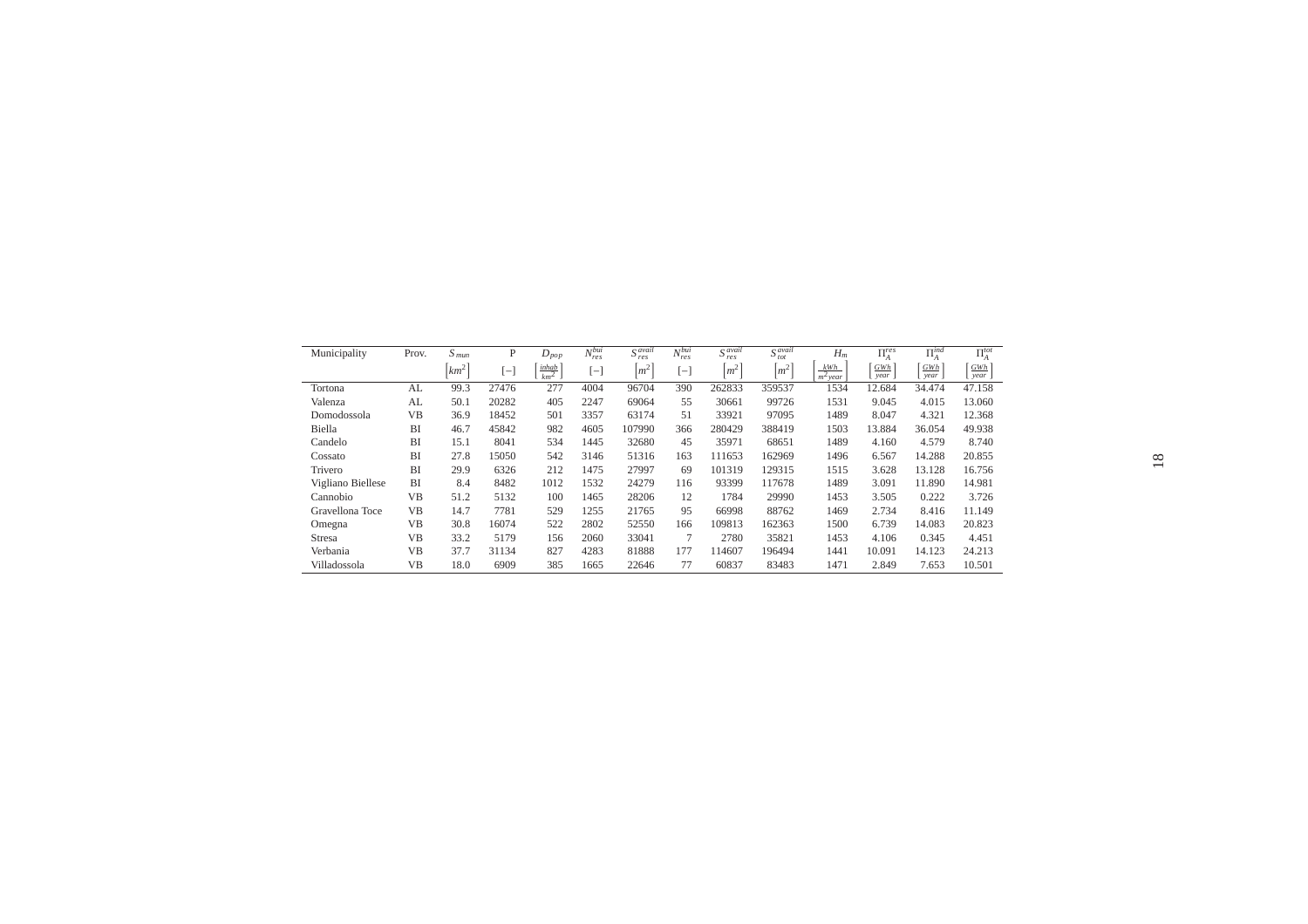| Municipality | Prov. | $S_{mun}$ | P | $D_{pop}$ | $N_{res}^{bui}$ | $S_{res}^{avail}$ | $N_{res}^{bui}$ | $S_{res}^{avail}$ | $S_{tot}^{avail}$ | $H_m$ | $\Pi_A^{res}$ | $\Pi_A^{ind}$ | $\Pi_A^{tot}$ |
|---|---|---|---|---|---|---|---|---|---|---|---|---|---|
| | | $\left[km^2\right]$ | $[-]$ | $\left[\frac{inhab}{km^2}\right]$ | $[-]$ | $\left[m^2\right]$ | $[-]$ | $\left[m^2\right]$ | $\left[m^2\right]$ | $\left[\frac{kWh}{m^2 year}\right]$ | $\left[\frac{GWh}{year}\right]$ | $\left[\frac{GWh}{year}\right]$ | $\left[\frac{GWh}{year}\right]$ |
| Tortona | AL | 99.3 | 27476 | 277 | 4004 | 96704 | 390 | 262833 | 359537 | 1534 | 12.684 | 34.474 | 47.158 |
| Valenza | AL | 50.1 | 20282 | 405 | 2247 | 69064 | 55 | 30661 | 99726 | 1531 | 9.045 | 4.015 | 13.060 |
| Domodossola | VB | 36.9 | 18452 | 501 | 3357 | 63174 | 51 | 33921 | 97095 | 1489 | 8.047 | 4.321 | 12.368 |
| Biella | BI | 46.7 | 45842 | 982 | 4605 | 107990 | 366 | 280429 | 388419 | 1503 | 13.884 | 36.054 | 49.938 |
| Candelo | BI | 15.1 | 8041 | 534 | 1445 | 32680 | 45 | 35971 | 68651 | 1489 | 4.160 | 4.579 | 8.740 |
| Cossato | BI | 27.8 | 15050 | 542 | 3146 | 51316 | 163 | 111653 | 162969 | 1496 | 6.567 | 14.288 | 20.855 |
| Trivero | BI | 29.9 | 6326 | 212 | 1475 | 27997 | 69 | 101319 | 129315 | 1515 | 3.628 | 13.128 | 16.756 |
| Vigliano Biellese | BI | 8.4 | 8482 | 1012 | 1532 | 24279 | 116 | 93399 | 117678 | 1489 | 3.091 | 11.890 | 14.981 |
| Cannobio | VB | 51.2 | 5132 | 100 | 1465 | 28206 | 12 | 1784 | 29990 | 1453 | 3.505 | 0.222 | 3.726 |
| Gravellona Toce | VB | 14.7 | 7781 | 529 | 1255 | 21765 | 95 | 66998 | 88762 | 1469 | 2.734 | 8.416 | 11.149 |
| Omegna | VB | 30.8 | 16074 | 522 | 2802 | 52550 | 166 | 109813 | 162363 | 1500 | 6.739 | 14.083 | 20.823 |
| Stresa | VB | 33.2 | 5179 | 156 | 2060 | 33041 | 7 | 2780 | 35821 | 1453 | 4.106 | 0.345 | 4.451 |
| Verbania | VB | 37.7 | 31134 | 827 | 4283 | 81888 | 177 | 114607 | 196494 | 1441 | 10.091 | 14.123 | 24.213 |
| Villadossola | VB | 18.0 | 6909 | 385 | 1665 | 22646 | 77 | 60837 | 83483 | 1471 | 2.849 | 7.653 | 10.501 |